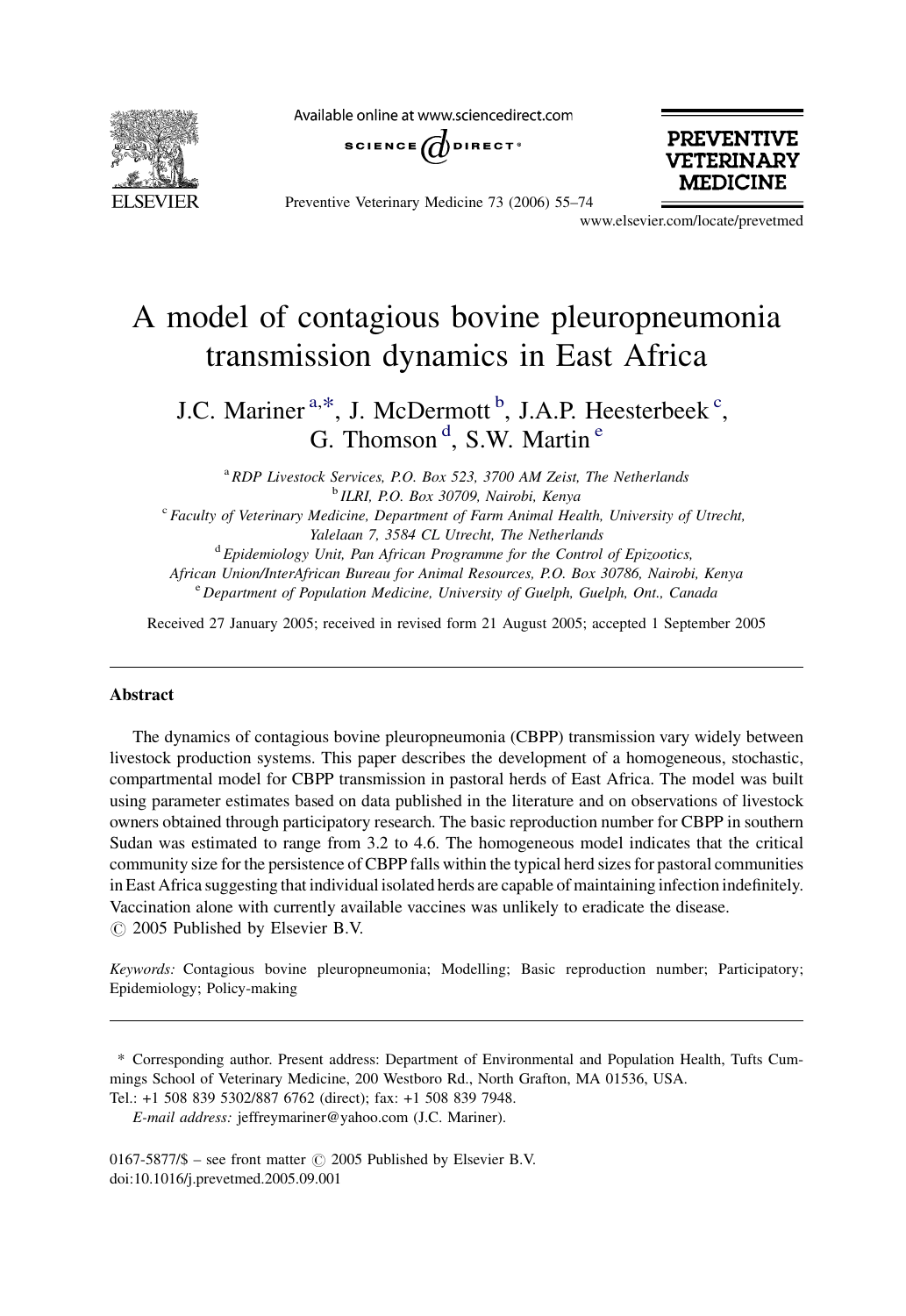# A model of contagious bovine pleuropneumonia transmission dynamics in East Africa

J.C. Mariner [a,*], J. McDermott [b], J.A.P. Heesterbeek [c], G. Thomson [d], S.W. Martin [e]

[a] *RDP Livestock Services, P.O. Box 523, 3700 AM Zeist, The Netherlands*

[b] *ILRI, P.O. Box 30709, Nairobi, Kenya*

[c] *Faculty of Veterinary Medicine, Department of Farm Animal Health, University of Utrecht, Yalelaan 7, 3584 CL Utrecht, The Netherlands*

[d] *Epidemiology Unit, Pan African Programme for the Control of Epizootics, African Union/InterAfrican Bureau for Animal Resources, P.O. Box 30786, Nairobi, Kenya*

[e] *Department of Population Medicine, University of Guelph, Guelph, Ont., Canada*

Received 27 January 2005; received in revised form 21 August 2005; accepted 1 September 2005

## Abstract

The dynamics of contagious bovine pleuropneumonia (CBPP) transmission vary widely between livestock production systems. This paper describes the development of a homogeneous, stochastic, compartmental model for CBPP transmission in pastoral herds of East Africa. The model was built using parameter estimates based on data published in the literature and on observations of livestock owners obtained through participatory research. The basic reproduction number for CBPP in southern Sudan was estimated to range from 3.2 to 4.6. The homogeneous model indicates that the critical community size for the persistence of CBPP falls within the typical herd sizes for pastoral communities in East Africa suggesting that individual isolated herds are capable of maintaining infection indefinitely. Vaccination alone with currently available vaccines was unlikely to eradicate the disease.

© 2005 Published by Elsevier B.V.

*Keywords:* Contagious bovine pleuropneumonia; Modelling; Basic reproduction number; Participatory; Epidemiology; Policy-making

---

\* Corresponding author. Present address: Department of Environmental and Population Health, Tufts Cummings School of Veterinary Medicine, 200 Westboro Rd., North Grafton, MA 01536, USA. Tel.: +1 508 839 5302/887 6762 (direct); fax: +1 508 839 7948.

*E-mail address:* jeffreymariner@yahoo.com (J.C. Mariner).

0167-5877/$ – see front matter © 2005 Published by Elsevier B.V.
doi:10.1016/j.prevetmed.2005.09.001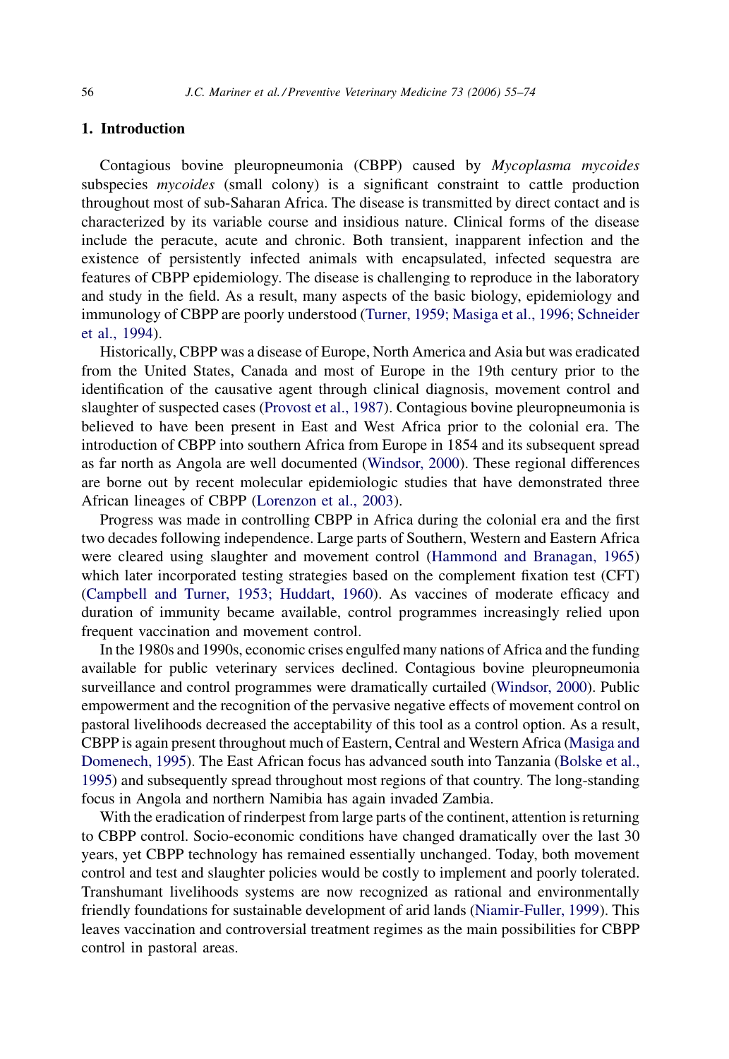## 1. Introduction

Contagious bovine pleuropneumonia (CBPP) caused by *Mycoplasma mycoides* subspecies *mycoides* (small colony) is a significant constraint to cattle production throughout most of sub-Saharan Africa. The disease is transmitted by direct contact and is characterized by its variable course and insidious nature. Clinical forms of the disease include the peracute, acute and chronic. Both transient, inapparent infection and the existence of persistently infected animals with encapsulated, infected sequestra are features of CBPP epidemiology. The disease is challenging to reproduce in the laboratory and study in the field. As a result, many aspects of the basic biology, epidemiology and immunology of CBPP are poorly understood (Turner, 1959; Masiga et al., 1996; Schneider et al., 1994).

Historically, CBPP was a disease of Europe, North America and Asia but was eradicated from the United States, Canada and most of Europe in the 19th century prior to the identification of the causative agent through clinical diagnosis, movement control and slaughter of suspected cases (Provost et al., 1987). Contagious bovine pleuropneumonia is believed to have been present in East and West Africa prior to the colonial era. The introduction of CBPP into southern Africa from Europe in 1854 and its subsequent spread as far north as Angola are well documented (Windsor, 2000). These regional differences are borne out by recent molecular epidemiologic studies that have demonstrated three African lineages of CBPP (Lorenzon et al., 2003).

Progress was made in controlling CBPP in Africa during the colonial era and the first two decades following independence. Large parts of Southern, Western and Eastern Africa were cleared using slaughter and movement control (Hammond and Branagan, 1965) which later incorporated testing strategies based on the complement fixation test (CFT) (Campbell and Turner, 1953; Huddart, 1960). As vaccines of moderate efficacy and duration of immunity became available, control programmes increasingly relied upon frequent vaccination and movement control.

In the 1980s and 1990s, economic crises engulfed many nations of Africa and the funding available for public veterinary services declined. Contagious bovine pleuropneumonia surveillance and control programmes were dramatically curtailed (Windsor, 2000). Public empowerment and the recognition of the pervasive negative effects of movement control on pastoral livelihoods decreased the acceptability of this tool as a control option. As a result, CBPP is again present throughout much of Eastern, Central and Western Africa (Masiga and Domenech, 1995). The East African focus has advanced south into Tanzania (Bolske et al., 1995) and subsequently spread throughout most regions of that country. The long-standing focus in Angola and northern Namibia has again invaded Zambia.

With the eradication of rinderpest from large parts of the continent, attention is returning to CBPP control. Socio-economic conditions have changed dramatically over the last 30 years, yet CBPP technology has remained essentially unchanged. Today, both movement control and test and slaughter policies would be costly to implement and poorly tolerated. Transhumant livelihoods systems are now recognized as rational and environmentally friendly foundations for sustainable development of arid lands (Niamir-Fuller, 1999). This leaves vaccination and controversial treatment regimes as the main possibilities for CBPP control in pastoral areas.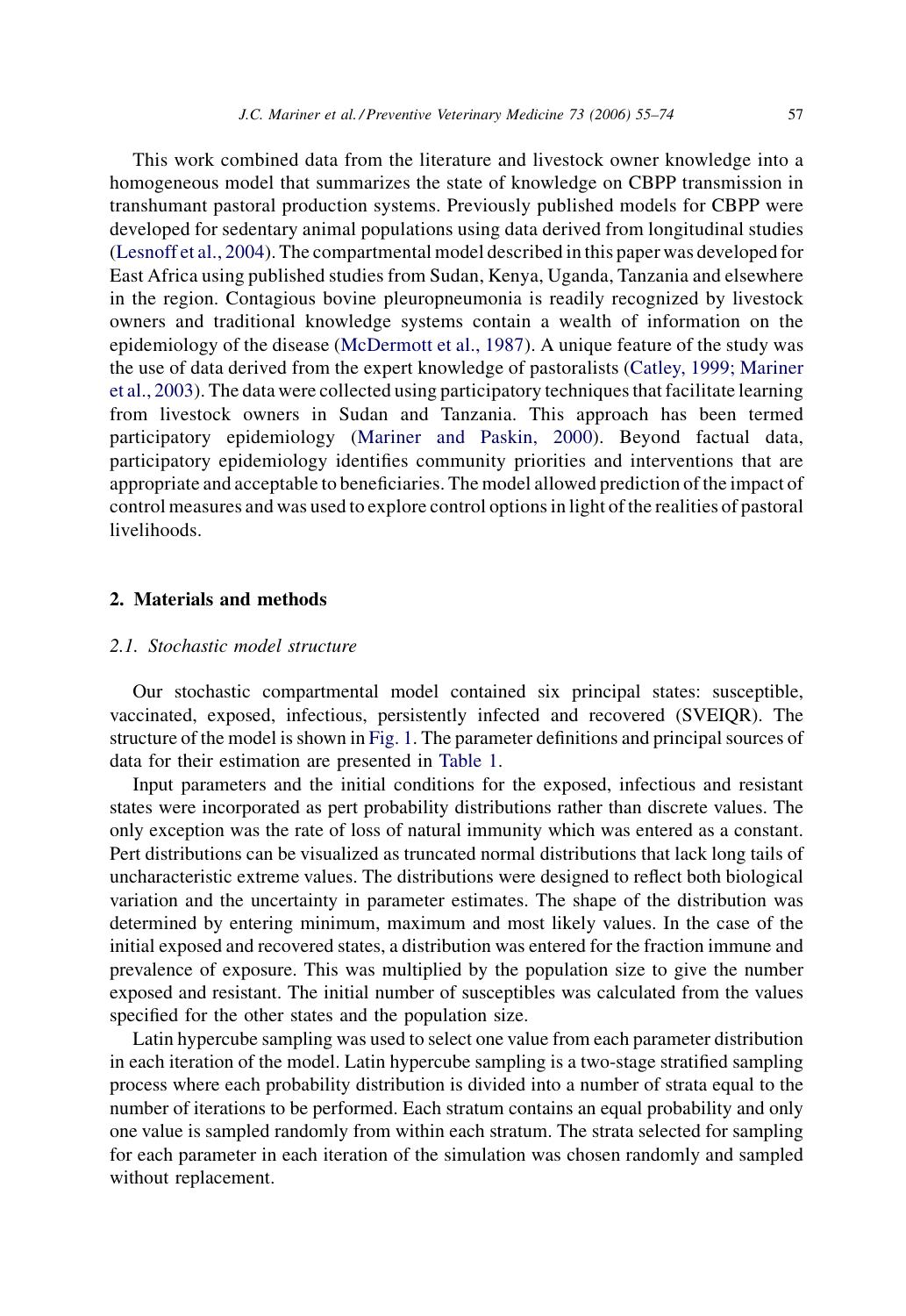This work combined data from the literature and livestock owner knowledge into a homogeneous model that summarizes the state of knowledge on CBPP transmission in transhumant pastoral production systems. Previously published models for CBPP were developed for sedentary animal populations using data derived from longitudinal studies (Lesnoff et al., 2004). The compartmental model described in this paper was developed for East Africa using published studies from Sudan, Kenya, Uganda, Tanzania and elsewhere in the region. Contagious bovine pleuropneumonia is readily recognized by livestock owners and traditional knowledge systems contain a wealth of information on the epidemiology of the disease (McDermott et al., 1987). A unique feature of the study was the use of data derived from the expert knowledge of pastoralists (Catley, 1999; Mariner et al., 2003). The data were collected using participatory techniques that facilitate learning from livestock owners in Sudan and Tanzania. This approach has been termed participatory epidemiology (Mariner and Paskin, 2000). Beyond factual data, participatory epidemiology identifies community priorities and interventions that are appropriate and acceptable to beneficiaries. The model allowed prediction of the impact of control measures and was used to explore control options in light of the realities of pastoral livelihoods.

## 2. Materials and methods

### 2.1. Stochastic model structure

Our stochastic compartmental model contained six principal states: susceptible, vaccinated, exposed, infectious, persistently infected and recovered (SVEIQR). The structure of the model is shown in Fig. 1. The parameter definitions and principal sources of data for their estimation are presented in Table 1.

Input parameters and the initial conditions for the exposed, infectious and resistant states were incorporated as pert probability distributions rather than discrete values. The only exception was the rate of loss of natural immunity which was entered as a constant. Pert distributions can be visualized as truncated normal distributions that lack long tails of uncharacteristic extreme values. The distributions were designed to reflect both biological variation and the uncertainty in parameter estimates. The shape of the distribution was determined by entering minimum, maximum and most likely values. In the case of the initial exposed and recovered states, a distribution was entered for the fraction immune and prevalence of exposure. This was multiplied by the population size to give the number exposed and resistant. The initial number of susceptibles was calculated from the values specified for the other states and the population size.

Latin hypercube sampling was used to select one value from each parameter distribution in each iteration of the model. Latin hypercube sampling is a two-stage stratified sampling process where each probability distribution is divided into a number of strata equal to the number of iterations to be performed. Each stratum contains an equal probability and only one value is sampled randomly from within each stratum. The strata selected for sampling for each parameter in each iteration of the simulation was chosen randomly and sampled without replacement.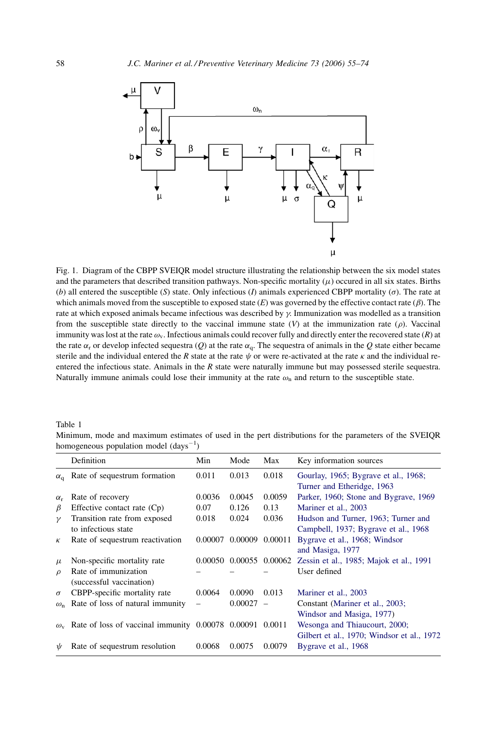Fig. 1. Diagram of the CBPP SVEIQR model structure illustrating the relationship between the six model states and the parameters that described transition pathways. Non-specific mortality ($\mu$) occured in all six states. Births ($b$) all entered the susceptible ($S$) state. Only infectious ($I$) animals experienced CBPP mortality ($\sigma$). The rate at which animals moved from the susceptible to exposed state ($E$) was governed by the effective contact rate ($\beta$). The rate at which exposed animals became infectious was described by $\gamma$. Immunization was modelled as a transition from the susceptible state directly to the vaccinal immune state ($V$) at the immunization rate ($\rho$). Vaccinal immunity was lost at the rate $\omega_v$. Infectious animals could recover fully and directly enter the recovered state ($R$) at the rate $\alpha_r$ or develop infected sequestra ($Q$) at the rate $\alpha_q$. The sequestra of animals in the $Q$ state either became sterile and the individual entered the $R$ state at the rate $\psi$ or were re-activated at the rate $\kappa$ and the individual re-entered the infectious state. Animals in the $R$ state were naturally immune but may possessed sterile sequestra. Naturally immune animals could lose their immunity at the rate $\omega_n$ and return to the susceptible state.

Table 1
Minimum, mode and maximum estimates of used in the pert distributions for the parameters of the SVEIQR homogeneous population model (days$^{-1}$)

| | Definition | Min | Mode | Max | Key information sources |
|---|---|---|---|---|---|
| $\alpha_q$ | Rate of sequestrum formation | 0.011 | 0.013 | 0.018 | Gourlay, 1965; Bygrave et al., 1968; Turner and Etheridge, 1963 |
| $\alpha_r$ | Rate of recovery | 0.0036 | 0.0045 | 0.0059 | Parker, 1960; Stone and Bygrave, 1969 |
| $\beta$ | Effective contact rate (Cp) | 0.07 | 0.126 | 0.13 | Mariner et al., 2003 |
| $\gamma$ | Transition rate from exposed to infectious state | 0.018 | 0.024 | 0.036 | Hudson and Turner, 1963; Turner and Campbell, 1937; Bygrave et al., 1968 |
| $\kappa$ | Rate of sequestrum reactivation | 0.00007 | 0.00009 | 0.00011 | Bygrave et al., 1968; Windsor and Masiga, 1977 |
| $\mu$ | Non-specific mortality rate | 0.00050 | 0.00055 | 0.00062 | Zessin et al., 1985; Majok et al., 1991 |
| $\rho$ | Rate of immunization (successful vaccination) | – | – | – | User defined |
| $\sigma$ | CBPP-specific mortality rate | 0.0064 | 0.0090 | 0.013 | Mariner et al., 2003 |
| $\omega_n$ | Rate of loss of natural immunity | – | 0.00027 | – | Constant (Mariner et al., 2003; Windsor and Masiga, 1977) |
| $\omega_v$ | Rate of loss of vaccinal immunity | 0.00078 | 0.00091 | 0.0011 | Wesonga and Thiaucourt, 2000; Gilbert et al., 1970; Windsor et al., 1972 |
| $\psi$ | Rate of sequestrum resolution | 0.0068 | 0.0075 | 0.0079 | Bygrave et al., 1968 |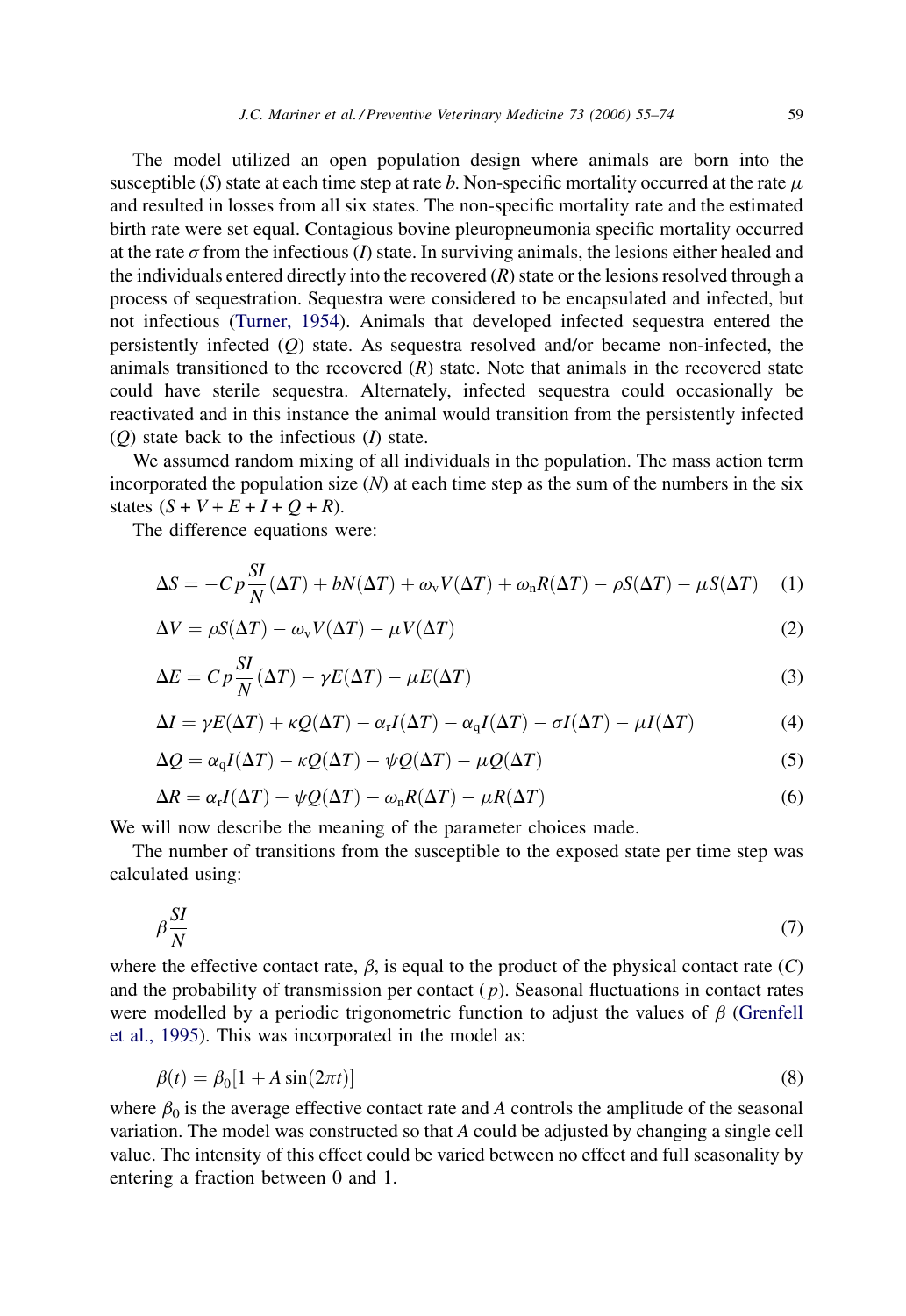The model utilized an open population design where animals are born into the susceptible ($S$) state at each time step at rate $b$. Non-specific mortality occurred at the rate $\mu$ and resulted in losses from all six states. The non-specific mortality rate and the estimated birth rate were set equal. Contagious bovine pleuropneumonia specific mortality occurred at the rate $\sigma$ from the infectious ($I$) state. In surviving animals, the lesions either healed and the individuals entered directly into the recovered ($R$) state or the lesions resolved through a process of sequestration. Sequestra were considered to be encapsulated and infected, but not infectious (Turner, 1954). Animals that developed infected sequestra entered the persistently infected ($Q$) state. As sequestra resolved and/or became non-infected, the animals transitioned to the recovered ($R$) state. Note that animals in the recovered state could have sterile sequestra. Alternately, infected sequestra could occasionally be reactivated and in this instance the animal would transition from the persistently infected ($Q$) state back to the infectious ($I$) state.

We assumed random mixing of all individuals in the population. The mass action term incorporated the population size ($N$) at each time step as the sum of the numbers in the six states ($S + V + E + I + Q + R$).

The difference equations were:

$$\Delta S = -Cp\frac{SI}{N}(\Delta T) + bN(\Delta T) + \omega_{v}V(\Delta T) + \omega_{n}R(\Delta T) - \rho S(\Delta T) - \mu S(\Delta T) \quad (1)$$

$$\Delta V = \rho S(\Delta T) - \omega_{v}V(\Delta T) - \mu V(\Delta T) \quad (2)$$

$$\Delta E = Cp\frac{SI}{N}(\Delta T) - \gamma E(\Delta T) - \mu E(\Delta T) \quad (3)$$

$$\Delta I = \gamma E(\Delta T) + \kappa Q(\Delta T) - \alpha_{r}I(\Delta T) - \alpha_{q}I(\Delta T) - \sigma I(\Delta T) - \mu I(\Delta T) \quad (4)$$

$$\Delta Q = \alpha_{q}I(\Delta T) - \kappa Q(\Delta T) - \psi Q(\Delta T) - \mu Q(\Delta T) \quad (5)$$

$$\Delta R = \alpha_{r}I(\Delta T) + \psi Q(\Delta T) - \omega_{n}R(\Delta T) - \mu R(\Delta T) \quad (6)$$

We will now describe the meaning of the parameter choices made.

The number of transitions from the susceptible to the exposed state per time step was calculated using:

$$\beta\frac{SI}{N} \quad (7)$$

where the effective contact rate, $\beta$, is equal to the product of the physical contact rate ($C$) and the probability of transmission per contact ($p$). Seasonal fluctuations in contact rates were modelled by a periodic trigonometric function to adjust the values of $\beta$ (Grenfell et al., 1995). This was incorporated in the model as:

$$\beta(t) = \beta_{0}[1 + A\sin(2\pi t)] \quad (8)$$

where $\beta_0$ is the average effective contact rate and $A$ controls the amplitude of the seasonal variation. The model was constructed so that $A$ could be adjusted by changing a single cell value. The intensity of this effect could be varied between no effect and full seasonality by entering a fraction between 0 and 1.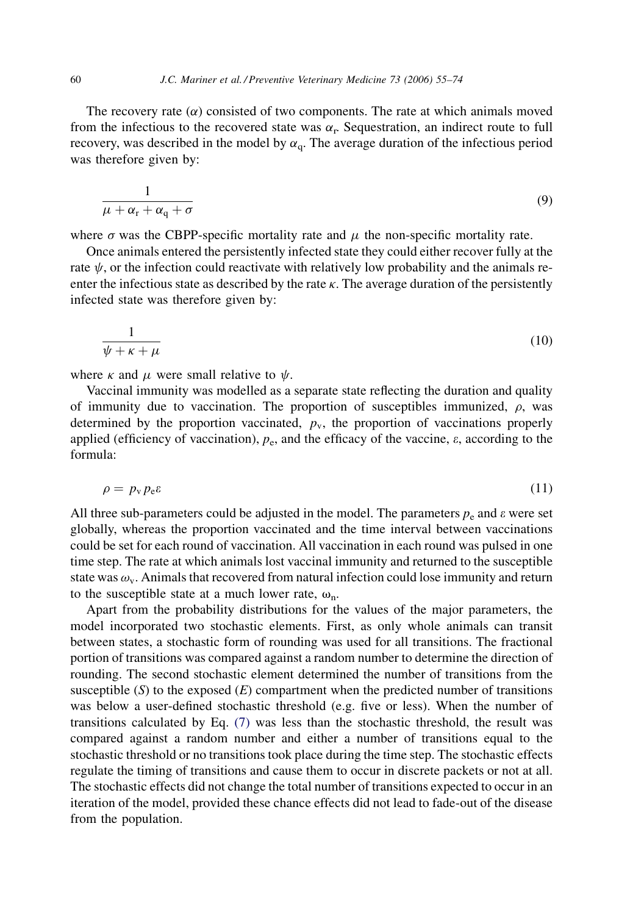The recovery rate ($\alpha$) consisted of two components. The rate at which animals moved from the infectious to the recovered state was $\alpha_r$. Sequestration, an indirect route to full recovery, was described in the model by $\alpha_q$. The average duration of the infectious period was therefore given by:

$$\frac{1}{\mu + \alpha_r + \alpha_q + \sigma} \tag{9}$$

where $\sigma$ was the CBPP-specific mortality rate and $\mu$ the non-specific mortality rate.

Once animals entered the persistently infected state they could either recover fully at the rate $\psi$, or the infection could reactivate with relatively low probability and the animals re-enter the infectious state as described by the rate $\kappa$. The average duration of the persistently infected state was therefore given by:

$$\frac{1}{\psi + \kappa + \mu} \tag{10}$$

where $\kappa$ and $\mu$ were small relative to $\psi$.

Vaccinal immunity was modelled as a separate state reflecting the duration and quality of immunity due to vaccination. The proportion of susceptibles immunized, $\rho$, was determined by the proportion vaccinated, $p_v$, the proportion of vaccinations properly applied (efficiency of vaccination), $p_e$, and the efficacy of the vaccine, $\varepsilon$, according to the formula:

$$\rho = p_v p_e \varepsilon \tag{11}$$

All three sub-parameters could be adjusted in the model. The parameters $p_e$ and $\varepsilon$ were set globally, whereas the proportion vaccinated and the time interval between vaccinations could be set for each round of vaccination. All vaccination in each round was pulsed in one time step. The rate at which animals lost vaccinal immunity and returned to the susceptible state was $\omega_v$. Animals that recovered from natural infection could lose immunity and return to the susceptible state at a much lower rate, $\omega_n$.

Apart from the probability distributions for the values of the major parameters, the model incorporated two stochastic elements. First, as only whole animals can transit between states, a stochastic form of rounding was used for all transitions. The fractional portion of transitions was compared against a random number to determine the direction of rounding. The second stochastic element determined the number of transitions from the susceptible ($S$) to the exposed ($E$) compartment when the predicted number of transitions was below a user-defined stochastic threshold (e.g. five or less). When the number of transitions calculated by Eq. (7) was less than the stochastic threshold, the result was compared against a random number and either a number of transitions equal to the stochastic threshold or no transitions took place during the time step. The stochastic effects regulate the timing of transitions and cause them to occur in discrete packets or not at all. The stochastic effects did not change the total number of transitions expected to occur in an iteration of the model, provided these chance effects did not lead to fade-out of the disease from the population.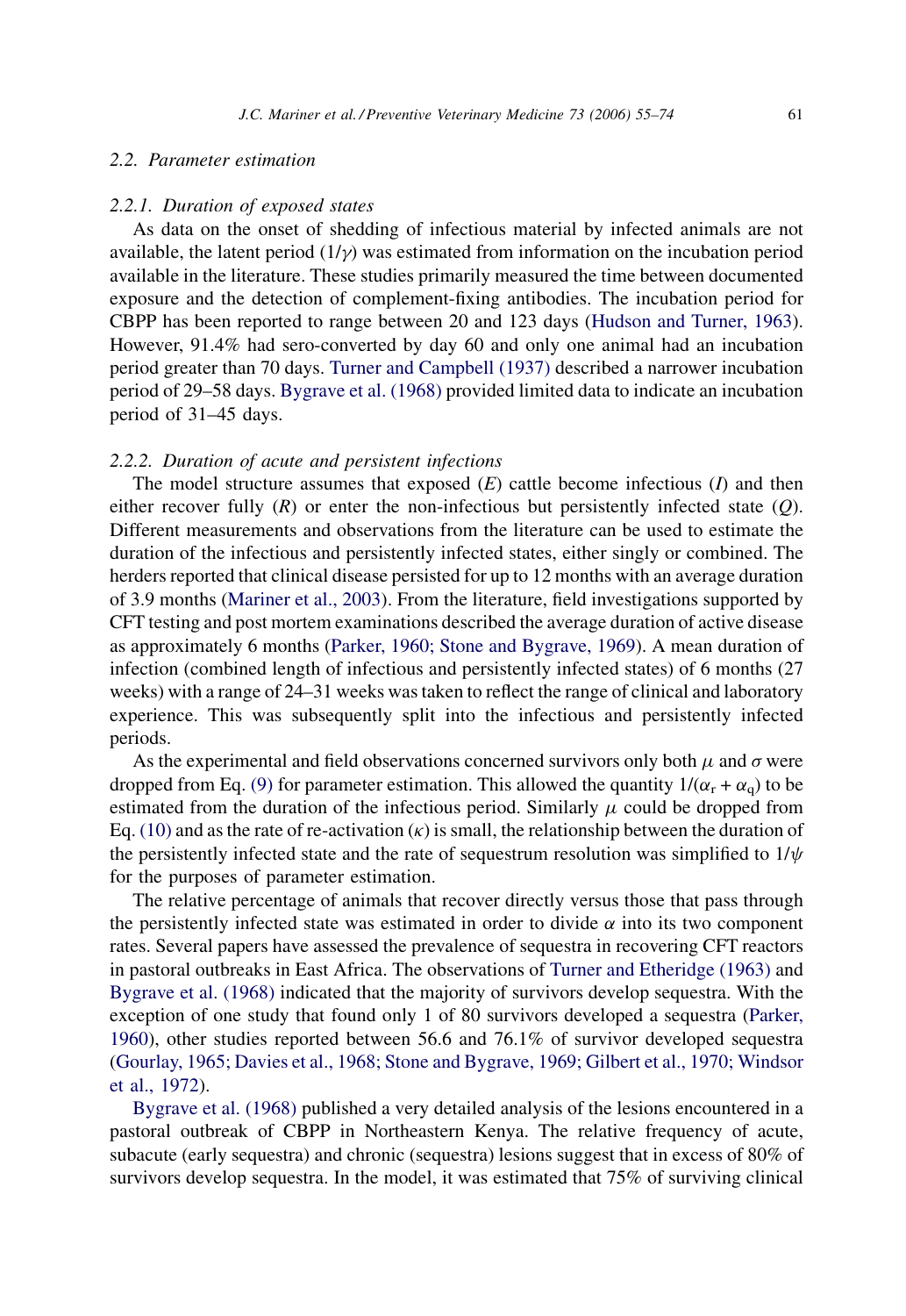### 2.2. Parameter estimation

#### 2.2.1. Duration of exposed states

As data on the onset of shedding of infectious material by infected animals are not available, the latent period ($1/\gamma$) was estimated from information on the incubation period available in the literature. These studies primarily measured the time between documented exposure and the detection of complement-fixing antibodies. The incubation period for CBPP has been reported to range between 20 and 123 days (Hudson and Turner, 1963). However, 91.4% had sero-converted by day 60 and only one animal had an incubation period greater than 70 days. Turner and Campbell (1937) described a narrower incubation period of 29–58 days. Bygrave et al. (1968) provided limited data to indicate an incubation period of 31–45 days.

#### 2.2.2. Duration of acute and persistent infections

The model structure assumes that exposed ($E$) cattle become infectious ($I$) and then either recover fully ($R$) or enter the non-infectious but persistently infected state ($Q$). Different measurements and observations from the literature can be used to estimate the duration of the infectious and persistently infected states, either singly or combined. The herders reported that clinical disease persisted for up to 12 months with an average duration of 3.9 months (Mariner et al., 2003). From the literature, field investigations supported by CFT testing and post mortem examinations described the average duration of active disease as approximately 6 months (Parker, 1960; Stone and Bygrave, 1969). A mean duration of infection (combined length of infectious and persistently infected states) of 6 months (27 weeks) with a range of 24–31 weeks was taken to reflect the range of clinical and laboratory experience. This was subsequently split into the infectious and persistently infected periods.

As the experimental and field observations concerned survivors only both $\mu$ and $\sigma$ were dropped from Eq. (9) for parameter estimation. This allowed the quantity $1/(\alpha_r + \alpha_q)$ to be estimated from the duration of the infectious period. Similarly $\mu$ could be dropped from Eq. (10) and as the rate of re-activation ($\kappa$) is small, the relationship between the duration of the persistently infected state and the rate of sequestrum resolution was simplified to $1/\psi$ for the purposes of parameter estimation.

The relative percentage of animals that recover directly versus those that pass through the persistently infected state was estimated in order to divide $\alpha$ into its two component rates. Several papers have assessed the prevalence of sequestra in recovering CFT reactors in pastoral outbreaks in East Africa. The observations of Turner and Etheridge (1963) and Bygrave et al. (1968) indicated that the majority of survivors develop sequestra. With the exception of one study that found only 1 of 80 survivors developed a sequestra (Parker, 1960), other studies reported between 56.6 and 76.1% of survivor developed sequestra (Gourlay, 1965; Davies et al., 1968; Stone and Bygrave, 1969; Gilbert et al., 1970; Windsor et al., 1972).

Bygrave et al. (1968) published a very detailed analysis of the lesions encountered in a pastoral outbreak of CBPP in Northeastern Kenya. The relative frequency of acute, subacute (early sequestra) and chronic (sequestra) lesions suggest that in excess of 80% of survivors develop sequestra. In the model, it was estimated that 75% of surviving clinical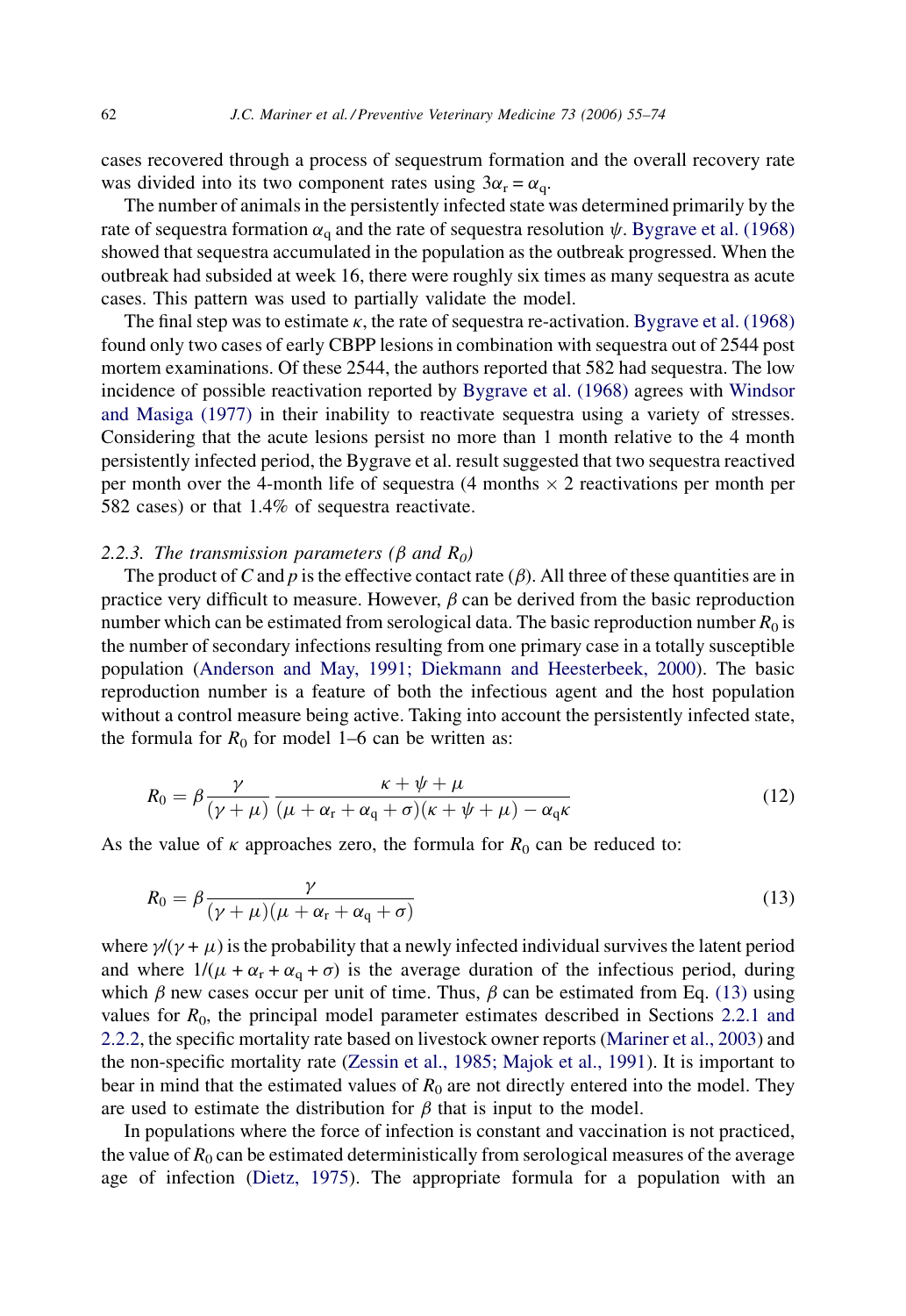cases recovered through a process of sequestrum formation and the overall recovery rate was divided into its two component rates using $3\alpha_r = \alpha_q$.

The number of animals in the persistently infected state was determined primarily by the rate of sequestra formation $\alpha_q$ and the rate of sequestra resolution $\psi$. Bygrave et al. (1968) showed that sequestra accumulated in the population as the outbreak progressed. When the outbreak had subsided at week 16, there were roughly six times as many sequestra as acute cases. This pattern was used to partially validate the model.

The final step was to estimate $\kappa$, the rate of sequestra re-activation. Bygrave et al. (1968) found only two cases of early CBPP lesions in combination with sequestra out of 2544 post mortem examinations. Of these 2544, the authors reported that 582 had sequestra. The low incidence of possible reactivation reported by Bygrave et al. (1968) agrees with Windsor and Masiga (1977) in their inability to reactivate sequestra using a variety of stresses. Considering that the acute lesions persist no more than 1 month relative to the 4 month persistently infected period, the Bygrave et al. result suggested that two sequestra reactived per month over the 4-month life of sequestra (4 months $\times$ 2 reactivations per month per 582 cases) or that 1.4% of sequestra reactivate.

### 2.2.3. The transmission parameters ($\beta$ and $R_0$)

The product of $C$ and $p$ is the effective contact rate ($\beta$). All three of these quantities are in practice very difficult to measure. However, $\beta$ can be derived from the basic reproduction number which can be estimated from serological data. The basic reproduction number $R_0$ is the number of secondary infections resulting from one primary case in a totally susceptible population (Anderson and May, 1991; Diekmann and Heesterbeek, 2000). The basic reproduction number is a feature of both the infectious agent and the host population without a control measure being active. Taking into account the persistently infected state, the formula for $R_0$ for model 1–6 can be written as:

$$R_0 = \beta \frac{\gamma}{(\gamma + \mu)} \frac{\kappa + \psi + \mu}{(\mu + \alpha_r + \alpha_q + \sigma)(\kappa + \psi + \mu) - \alpha_q \kappa} \tag{12}$$

As the value of $\kappa$ approaches zero, the formula for $R_0$ can be reduced to:

$$R_0 = \beta \frac{\gamma}{(\gamma + \mu)(\mu + \alpha_r + \alpha_q + \sigma)} \tag{13}$$

where $\gamma/(\gamma + \mu)$ is the probability that a newly infected individual survives the latent period and where $1/(\mu + \alpha_r + \alpha_q + \sigma)$ is the average duration of the infectious period, during which $\beta$ new cases occur per unit of time. Thus, $\beta$ can be estimated from Eq. (13) using values for $R_0$, the principal model parameter estimates described in Sections 2.2.1 and 2.2.2, the specific mortality rate based on livestock owner reports (Mariner et al., 2003) and the non-specific mortality rate (Zessin et al., 1985; Majok et al., 1991). It is important to bear in mind that the estimated values of $R_0$ are not directly entered into the model. They are used to estimate the distribution for $\beta$ that is input to the model.

In populations where the force of infection is constant and vaccination is not practiced, the value of $R_0$ can be estimated deterministically from serological measures of the average age of infection (Dietz, 1975). The appropriate formula for a population with an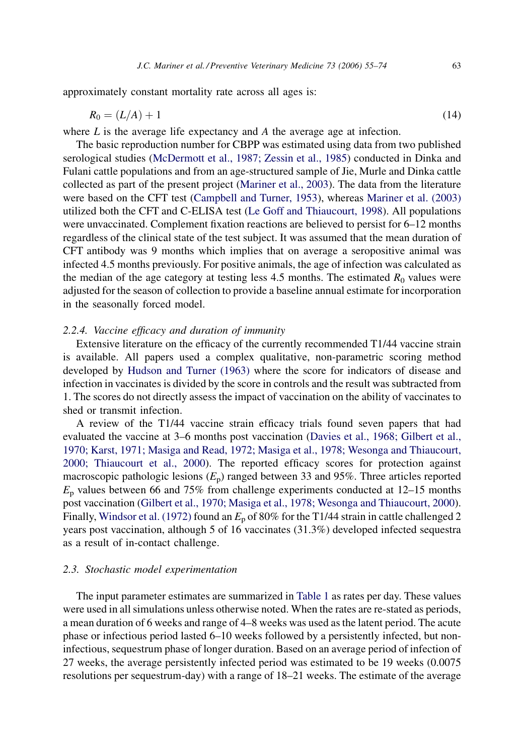approximately constant mortality rate across all ages is:

$$R_0 = (L/A) + 1 \tag{14}$$

where $L$ is the average life expectancy and $A$ the average age at infection.

The basic reproduction number for CBPP was estimated using data from two published serological studies (McDermott et al., 1987; Zessin et al., 1985) conducted in Dinka and Fulani cattle populations and from an age-structured sample of Jie, Murle and Dinka cattle collected as part of the present project (Mariner et al., 2003). The data from the literature were based on the CFT test (Campbell and Turner, 1953), whereas Mariner et al. (2003) utilized both the CFT and C-ELISA test (Le Goff and Thiaucourt, 1998). All populations were unvaccinated. Complement fixation reactions are believed to persist for 6–12 months regardless of the clinical state of the test subject. It was assumed that the mean duration of CFT antibody was 9 months which implies that on average a seropositive animal was infected 4.5 months previously. For positive animals, the age of infection was calculated as the median of the age category at testing less 4.5 months. The estimated $R_0$ values were adjusted for the season of collection to provide a baseline annual estimate for incorporation in the seasonally forced model.

### 2.2.4. *Vaccine efficacy and duration of immunity*

Extensive literature on the efficacy of the currently recommended T1/44 vaccine strain is available. All papers used a complex qualitative, non-parametric scoring method developed by Hudson and Turner (1963) where the score for indicators of disease and infection in vaccinates is divided by the score in controls and the result was subtracted from 1. The scores do not directly assess the impact of vaccination on the ability of vaccinates to shed or transmit infection.

A review of the T1/44 vaccine strain efficacy trials found seven papers that had evaluated the vaccine at 3–6 months post vaccination (Davies et al., 1968; Gilbert et al., 1970; Karst, 1971; Masiga and Read, 1972; Masiga et al., 1978; Wesonga and Thiaucourt, 2000; Thiaucourt et al., 2000). The reported efficacy scores for protection against macroscopic pathologic lesions ($E_p$) ranged between 33 and 95%. Three articles reported $E_p$ values between 66 and 75% from challenge experiments conducted at 12–15 months post vaccination (Gilbert et al., 1970; Masiga et al., 1978; Wesonga and Thiaucourt, 2000). Finally, Windsor et al. (1972) found an $E_p$ of 80% for the T1/44 strain in cattle challenged 2 years post vaccination, although 5 of 16 vaccinates (31.3%) developed infected sequestra as a result of in-contact challenge.

## 2.3. *Stochastic model experimentation*

The input parameter estimates are summarized in Table 1 as rates per day. These values were used in all simulations unless otherwise noted. When the rates are re-stated as periods, a mean duration of 6 weeks and range of 4–8 weeks was used as the latent period. The acute phase or infectious period lasted 6–10 weeks followed by a persistently infected, but non-infectious, sequestrum phase of longer duration. Based on an average period of infection of 27 weeks, the average persistently infected period was estimated to be 19 weeks (0.0075 resolutions per sequestrum-day) with a range of 18–21 weeks. The estimate of the average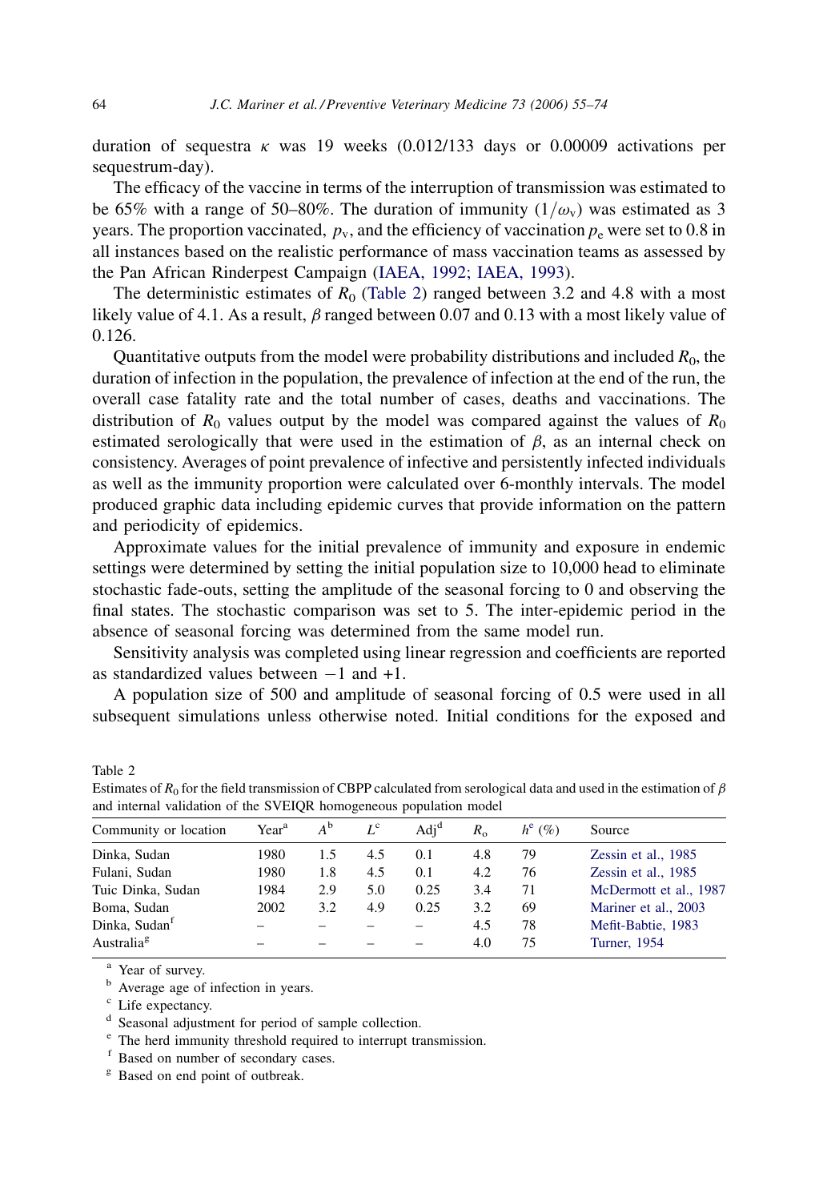duration of sequestra $\kappa$ was 19 weeks (0.012/133 days or 0.00009 activations per sequestrum-day).

The efficacy of the vaccine in terms of the interruption of transmission was estimated to be 65% with a range of 50–80%. The duration of immunity ($1/\omega_v$) was estimated as 3 years. The proportion vaccinated, $p_v$, and the efficiency of vaccination $p_e$ were set to 0.8 in all instances based on the realistic performance of mass vaccination teams as assessed by the Pan African Rinderpest Campaign (IAEA, 1992; IAEA, 1993).

The deterministic estimates of $R_0$ (Table 2) ranged between 3.2 and 4.8 with a most likely value of 4.1. As a result, $\beta$ ranged between 0.07 and 0.13 with a most likely value of 0.126.

Quantitative outputs from the model were probability distributions and included $R_0$, the duration of infection in the population, the prevalence of infection at the end of the run, the overall case fatality rate and the total number of cases, deaths and vaccinations. The distribution of $R_0$ values output by the model was compared against the values of $R_0$ estimated serologically that were used in the estimation of $\beta$, as an internal check on consistency. Averages of point prevalence of infective and persistently infected individuals as well as the immunity proportion were calculated over 6-monthly intervals. The model produced graphic data including epidemic curves that provide information on the pattern and periodicity of epidemics.

Approximate values for the initial prevalence of immunity and exposure in endemic settings were determined by setting the initial population size to 10,000 head to eliminate stochastic fade-outs, setting the amplitude of the seasonal forcing to 0 and observing the final states. The stochastic comparison was set to 5. The inter-epidemic period in the absence of seasonal forcing was determined from the same model run.

Sensitivity analysis was completed using linear regression and coefficients are reported as standardized values between −1 and +1.

A population size of 500 and amplitude of seasonal forcing of 0.5 were used in all subsequent simulations unless otherwise noted. Initial conditions for the exposed and

Table 2
Estimates of $R_0$ for the field transmission of CBPP calculated from serological data and used in the estimation of $\beta$ and internal validation of the SVEIQR homogeneous population model

| Community or location | Year[a] | $A$[b] | $L$[c] | Adj[d] | $R_o$ | $h$[e] (%) | Source |
|---|---|---|---|---|---|---|---|
| Dinka, Sudan | 1980 | 1.5 | 4.5 | 0.1 | 4.8 | 79 | Zessin et al., 1985 |
| Fulani, Sudan | 1980 | 1.8 | 4.5 | 0.1 | 4.2 | 76 | Zessin et al., 1985 |
| Tuic Dinka, Sudan | 1984 | 2.9 | 5.0 | 0.25 | 3.4 | 71 | McDermott et al., 1987 |
| Boma, Sudan | 2002 | 3.2 | 4.9 | 0.25 | 3.2 | 69 | Mariner et al., 2003 |
| Dinka, Sudan[f] | – | – | – | – | 4.5 | 78 | Mefit-Babtie, 1983 |
| Australia[g] | – | – | – | – | 4.0 | 75 | Turner, 1954 |

[a] Year of survey.
[b] Average age of infection in years.
[c] Life expectancy.
[d] Seasonal adjustment for period of sample collection.
[e] The herd immunity threshold required to interrupt transmission.
[f] Based on number of secondary cases.
[g] Based on end point of outbreak.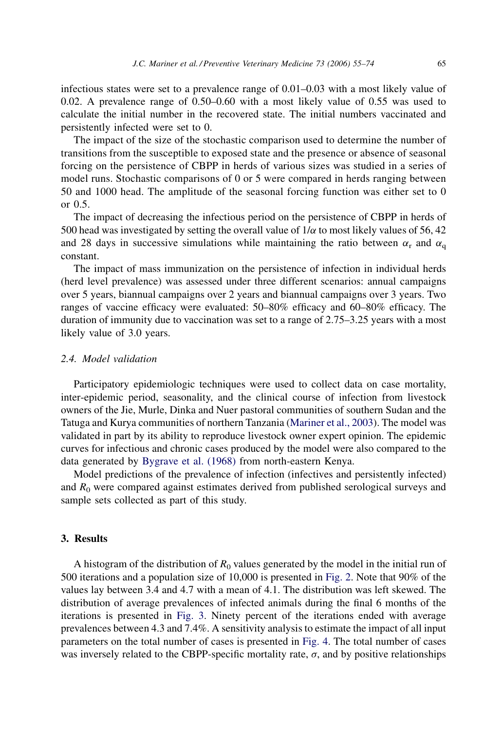infectious states were set to a prevalence range of 0.01–0.03 with a most likely value of 0.02. A prevalence range of 0.50–0.60 with a most likely value of 0.55 was used to calculate the initial number in the recovered state. The initial numbers vaccinated and persistently infected were set to 0.

The impact of the size of the stochastic comparison used to determine the number of transitions from the susceptible to exposed state and the presence or absence of seasonal forcing on the persistence of CBPP in herds of various sizes was studied in a series of model runs. Stochastic comparisons of 0 or 5 were compared in herds ranging between 50 and 1000 head. The amplitude of the seasonal forcing function was either set to 0 or 0.5.

The impact of decreasing the infectious period on the persistence of CBPP in herds of 500 head was investigated by setting the overall value of $1/\alpha$ to most likely values of 56, 42 and 28 days in successive simulations while maintaining the ratio between $\alpha_r$ and $\alpha_q$ constant.

The impact of mass immunization on the persistence of infection in individual herds (herd level prevalence) was assessed under three different scenarios: annual campaigns over 5 years, biannual campaigns over 2 years and biannual campaigns over 3 years. Two ranges of vaccine efficacy were evaluated: 50–80% efficacy and 60–80% efficacy. The duration of immunity due to vaccination was set to a range of 2.75–3.25 years with a most likely value of 3.0 years.

### 2.4. Model validation

Participatory epidemiologic techniques were used to collect data on case mortality, inter-epidemic period, seasonality, and the clinical course of infection from livestock owners of the Jie, Murle, Dinka and Nuer pastoral communities of southern Sudan and the Tatuga and Kurya communities of northern Tanzania (Mariner et al., 2003). The model was validated in part by its ability to reproduce livestock owner expert opinion. The epidemic curves for infectious and chronic cases produced by the model were also compared to the data generated by Bygrave et al. (1968) from north-eastern Kenya.

Model predictions of the prevalence of infection (infectives and persistently infected) and $R_0$ were compared against estimates derived from published serological surveys and sample sets collected as part of this study.

## 3. Results

A histogram of the distribution of $R_0$ values generated by the model in the initial run of 500 iterations and a population size of 10,000 is presented in Fig. 2. Note that 90% of the values lay between 3.4 and 4.7 with a mean of 4.1. The distribution was left skewed. The distribution of average prevalences of infected animals during the final 6 months of the iterations is presented in Fig. 3. Ninety percent of the iterations ended with average prevalences between 4.3 and 7.4%. A sensitivity analysis to estimate the impact of all input parameters on the total number of cases is presented in Fig. 4. The total number of cases was inversely related to the CBPP-specific mortality rate, $\sigma$, and by positive relationships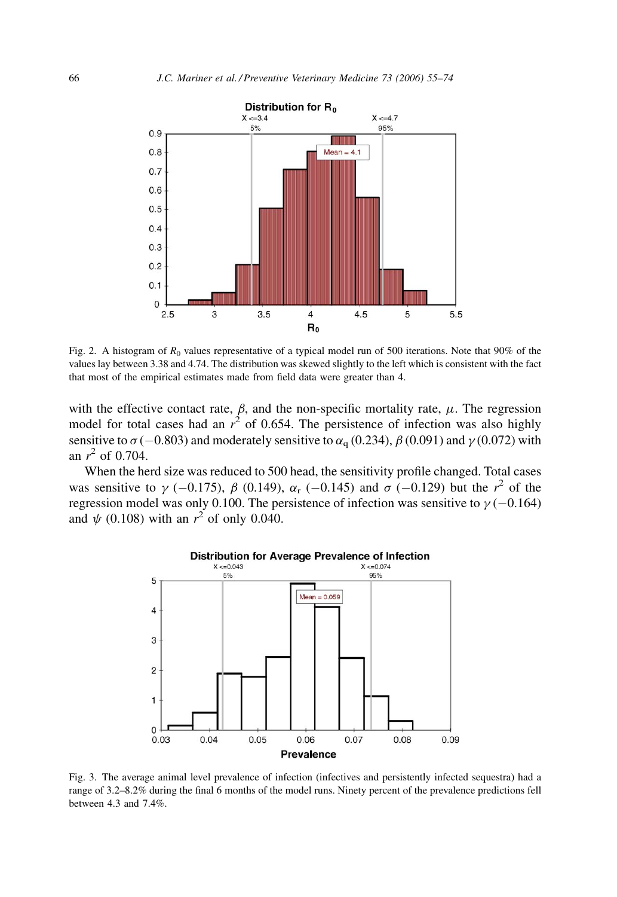Fig. 2. A histogram of $R_0$ values representative of a typical model run of 500 iterations. Note that 90% of the values lay between 3.38 and 4.74. The distribution was skewed slightly to the left which is consistent with the fact that most of the empirical estimates made from field data were greater than 4.

with the effective contact rate, $\beta$, and the non-specific mortality rate, $\mu$. The regression model for total cases had an $r^2$ of 0.654. The persistence of infection was also highly sensitive to $\sigma$ ($-0.803$) and moderately sensitive to $\alpha_q$ (0.234), $\beta$ (0.091) and $\gamma$ (0.072) with an $r^2$ of 0.704.

When the herd size was reduced to 500 head, the sensitivity profile changed. Total cases was sensitive to $\gamma$ ($-0.175$), $\beta$ (0.149), $\alpha_r$ ($-0.145$) and $\sigma$ ($-0.129$) but the $r^2$ of the regression model was only 0.100. The persistence of infection was sensitive to $\gamma$ ($-0.164$) and $\psi$ (0.108) with an $r^2$ of only 0.040.

Fig. 3. The average animal level prevalence of infection (infectives and persistently infected sequestra) had a range of 3.2–8.2% during the final 6 months of the model runs. Ninety percent of the prevalence predictions fell between 4.3 and 7.4%.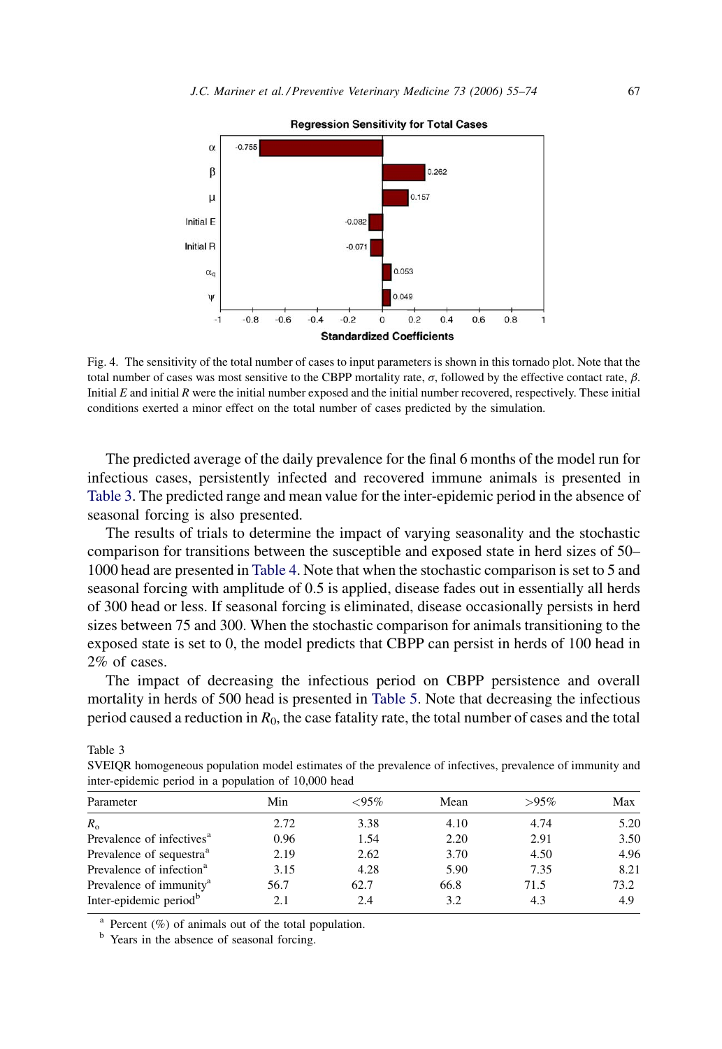Fig. 4. The sensitivity of the total number of cases to input parameters is shown in this tornado plot. Note that the total number of cases was most sensitive to the CBPP mortality rate, $\sigma$, followed by the effective contact rate, $\beta$. Initial $E$ and initial $R$ were the initial number exposed and the initial number recovered, respectively. These initial conditions exerted a minor effect on the total number of cases predicted by the simulation.

The predicted average of the daily prevalence for the final 6 months of the model run for infectious cases, persistently infected and recovered immune animals is presented in Table 3. The predicted range and mean value for the inter-epidemic period in the absence of seasonal forcing is also presented.

The results of trials to determine the impact of varying seasonality and the stochastic comparison for transitions between the susceptible and exposed state in herd sizes of 50–1000 head are presented in Table 4. Note that when the stochastic comparison is set to 5 and seasonal forcing with amplitude of 0.5 is applied, disease fades out in essentially all herds of 300 head or less. If seasonal forcing is eliminated, disease occasionally persists in herd sizes between 75 and 300. When the stochastic comparison for animals transitioning to the exposed state is set to 0, the model predicts that CBPP can persist in herds of 100 head in 2% of cases.

The impact of decreasing the infectious period on CBPP persistence and overall mortality in herds of 500 head is presented in Table 5. Note that decreasing the infectious period caused a reduction in $R_0$, the case fatality rate, the total number of cases and the total

Table 3
SVEIQR homogeneous population model estimates of the prevalence of infectives, prevalence of immunity and inter-epidemic period in a population of 10,000 head

| Parameter | Min | <95% | Mean | >95% | Max |
|---|---|---|---|---|---|
| $R_o$ | 2.72 | 3.38 | 4.10 | 4.74 | 5.20 |
| Prevalence of infectives[a] | 0.96 | 1.54 | 2.20 | 2.91 | 3.50 |
| Prevalence of sequestra[a] | 2.19 | 2.62 | 3.70 | 4.50 | 4.96 |
| Prevalence of infection[a] | 3.15 | 4.28 | 5.90 | 7.35 | 8.21 |
| Prevalence of immunity[a] | 56.7 | 62.7 | 66.8 | 71.5 | 73.2 |
| Inter-epidemic period[b] | 2.1 | 2.4 | 3.2 | 4.3 | 4.9 |

[a] Percent (%) of animals out of the total population.

[b] Years in the absence of seasonal forcing.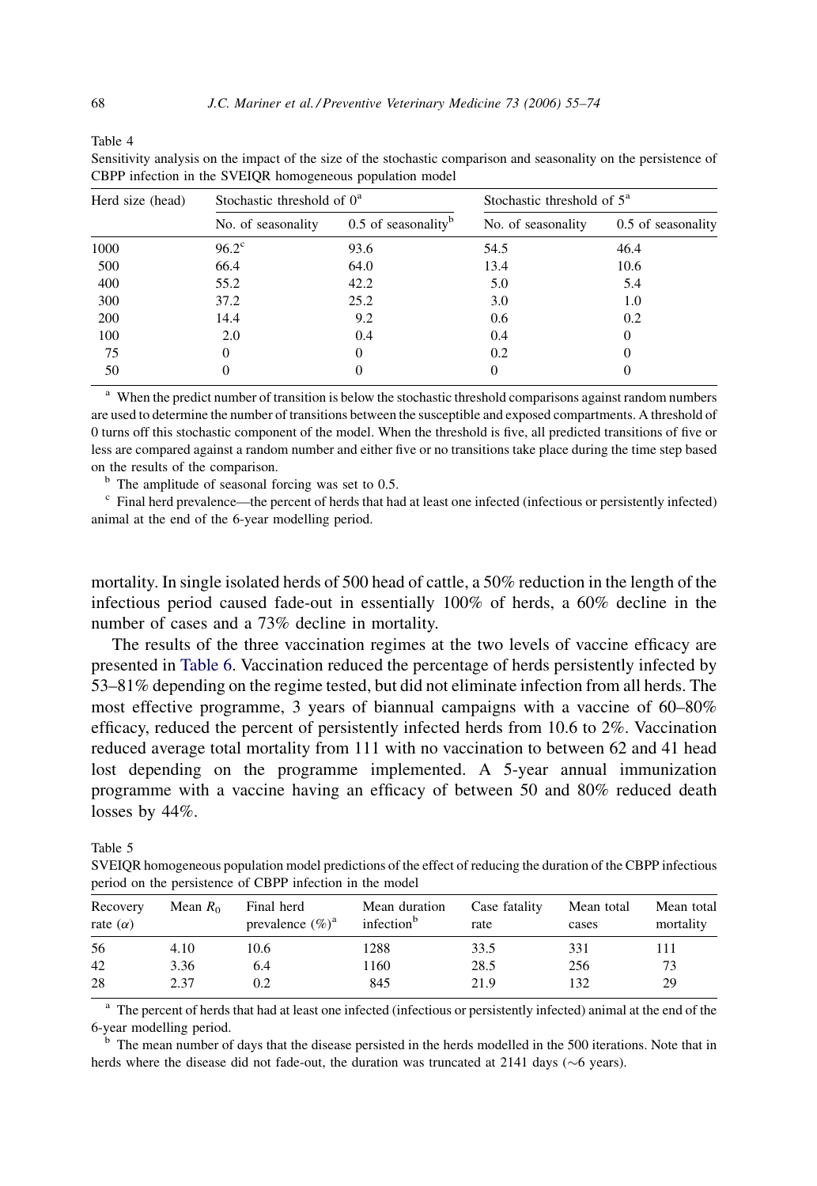Table 4
Sensitivity analysis on the impact of the size of the stochastic comparison and seasonality on the persistence of CBPP infection in the SVEIQR homogeneous population model

| Herd size (head) | Stochastic threshold of 0[a] | | Stochastic threshold of 5[a] | |
|---|---|---|---|---|
| | No. of seasonality | 0.5 of seasonality[b] | No. of seasonality | 0.5 of seasonality |
| 1000 | 96.2[c] | 93.6 | 54.5 | 46.4 |
| 500 | 66.4 | 64.0 | 13.4 | 10.6 |
| 400 | 55.2 | 42.2 | 5.0 | 5.4 |
| 300 | 37.2 | 25.2 | 3.0 | 1.0 |
| 200 | 14.4 | 9.2 | 0.6 | 0.2 |
| 100 | 2.0 | 0.4 | 0.4 | 0 |
| 75 | 0 | 0 | 0.2 | 0 |
| 50 | 0 | 0 | 0 | 0 |

[a] When the predict number of transition is below the stochastic threshold comparisons against random numbers are used to determine the number of transitions between the susceptible and exposed compartments. A threshold of 0 turns off this stochastic component of the model. When the threshold is five, all predicted transitions of five or less are compared against a random number and either five or no transitions take place during the time step based on the results of the comparison.

[b] The amplitude of seasonal forcing was set to 0.5.

[c] Final herd prevalence—the percent of herds that had at least one infected (infectious or persistently infected) animal at the end of the 6-year modelling period.

mortality. In single isolated herds of 500 head of cattle, a 50% reduction in the length of the infectious period caused fade-out in essentially 100% of herds, a 60% decline in the number of cases and a 73% decline in mortality.

The results of the three vaccination regimes at the two levels of vaccine efficacy are presented in Table 6. Vaccination reduced the percentage of herds persistently infected by 53–81% depending on the regime tested, but did not eliminate infection from all herds. The most effective programme, 3 years of biannual campaigns with a vaccine of 60–80% efficacy, reduced the percent of persistently infected herds from 10.6 to 2%. Vaccination reduced average total mortality from 111 with no vaccination to between 62 and 41 head lost depending on the programme implemented. A 5-year annual immunization programme with a vaccine having an efficacy of between 50 and 80% reduced death losses by 44%.

Table 5
SVEIQR homogeneous population model predictions of the effect of reducing the duration of the CBPP infectious period on the persistence of CBPP infection in the model

| Recovery rate ($\alpha$) | Mean $R_0$ | Final herd prevalence (%)[a] | Mean duration infection[b] | Case fatality rate | Mean total cases | Mean total mortality |
|---|---|---|---|---|---|---|
| 56 | 4.10 | 10.6 | 1288 | 33.5 | 331 | 111 |
| 42 | 3.36 | 6.4 | 1160 | 28.5 | 256 | 73 |
| 28 | 2.37 | 0.2 | 845 | 21.9 | 132 | 29 |

[a] The percent of herds that had at least one infected (infectious or persistently infected) animal at the end of the 6-year modelling period.

[b] The mean number of days that the disease persisted in the herds modelled in the 500 iterations. Note that in herds where the disease did not fade-out, the duration was truncated at 2141 days (~6 years).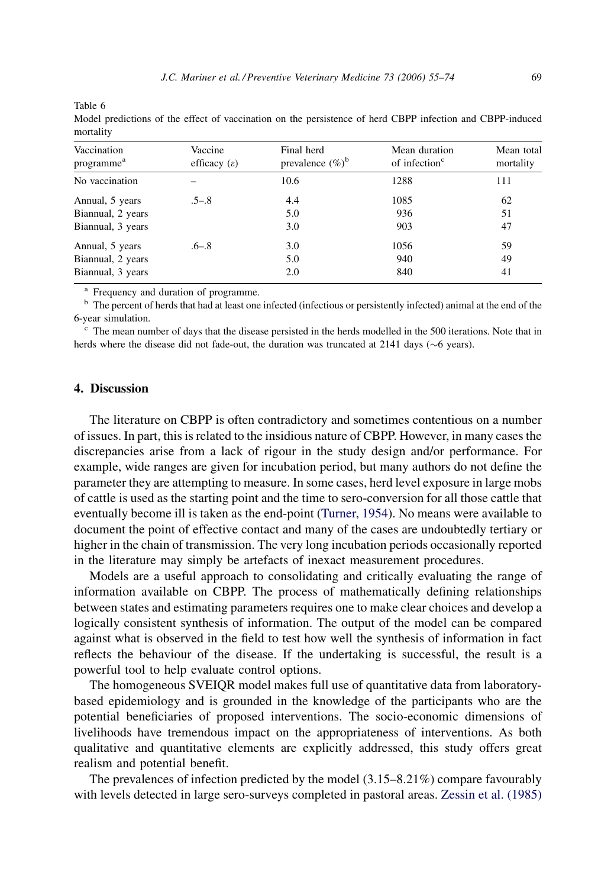Table 6
Model predictions of the effect of vaccination on the persistence of herd CBPP infection and CBPP-induced mortality

| Vaccination programme[a] | Vaccine efficacy ($\varepsilon$) | Final herd prevalence (%)[b] | Mean duration of infection[c] | Mean total mortality |
|---|---|---|---|---|
| No vaccination | – | 10.6 | 1288 | 111 |
| Annual, 5 years | .5–.8 | 4.4 | 1085 | 62 |
| Biannual, 2 years | | 5.0 | 936 | 51 |
| Biannual, 3 years | | 3.0 | 903 | 47 |
| Annual, 5 years | .6–.8 | 3.0 | 1056 | 59 |
| Biannual, 2 years | | 5.0 | 940 | 49 |
| Biannual, 3 years | | 2.0 | 840 | 41 |

[a] Frequency and duration of programme.

[b] The percent of herds that had at least one infected (infectious or persistently infected) animal at the end of the 6-year simulation.

[c] The mean number of days that the disease persisted in the herds modelled in the 500 iterations. Note that in herds where the disease did not fade-out, the duration was truncated at 2141 days (~6 years).

## 4. Discussion

The literature on CBPP is often contradictory and sometimes contentious on a number of issues. In part, this is related to the insidious nature of CBPP. However, in many cases the discrepancies arise from a lack of rigour in the study design and/or performance. For example, wide ranges are given for incubation period, but many authors do not define the parameter they are attempting to measure. In some cases, herd level exposure in large mobs of cattle is used as the starting point and the time to sero-conversion for all those cattle that eventually become ill is taken as the end-point (Turner, 1954). No means were available to document the point of effective contact and many of the cases are undoubtedly tertiary or higher in the chain of transmission. The very long incubation periods occasionally reported in the literature may simply be artefacts of inexact measurement procedures.

Models are a useful approach to consolidating and critically evaluating the range of information available on CBPP. The process of mathematically defining relationships between states and estimating parameters requires one to make clear choices and develop a logically consistent synthesis of information. The output of the model can be compared against what is observed in the field to test how well the synthesis of information in fact reflects the behaviour of the disease. If the undertaking is successful, the result is a powerful tool to help evaluate control options.

The homogeneous SVEIQR model makes full use of quantitative data from laboratory-based epidemiology and is grounded in the knowledge of the participants who are the potential beneficiaries of proposed interventions. The socio-economic dimensions of livelihoods have tremendous impact on the appropriateness of interventions. As both qualitative and quantitative elements are explicitly addressed, this study offers great realism and potential benefit.

The prevalences of infection predicted by the model (3.15–8.21%) compare favourably with levels detected in large sero-surveys completed in pastoral areas. Zessin et al. (1985)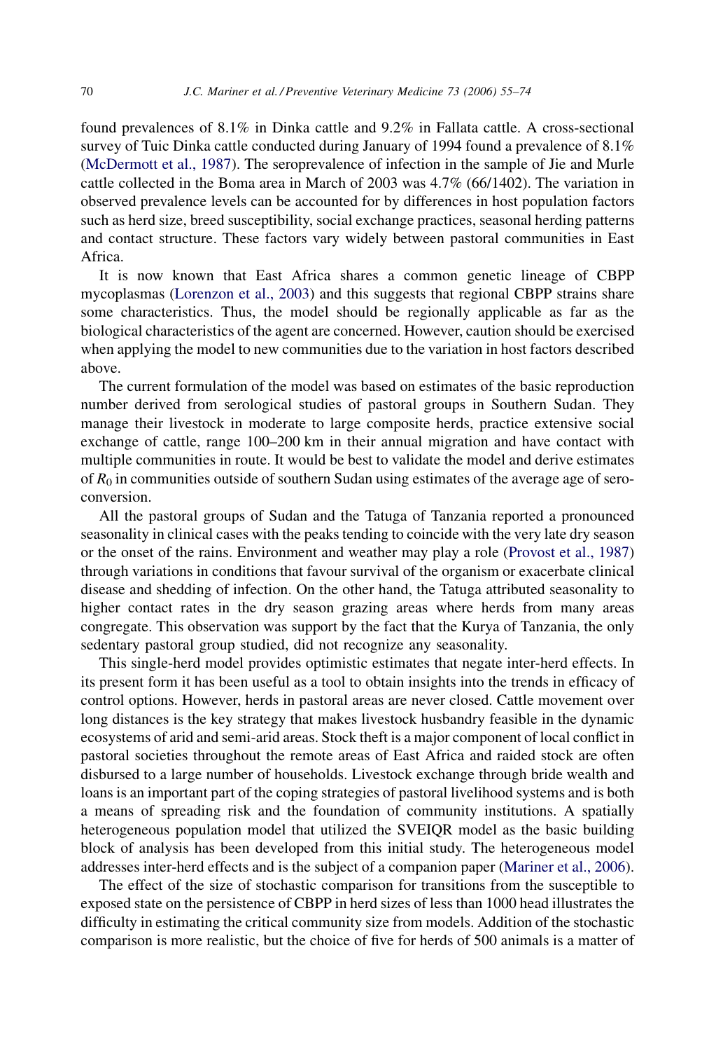found prevalences of 8.1% in Dinka cattle and 9.2% in Fallata cattle. A cross-sectional survey of Tuic Dinka cattle conducted during January of 1994 found a prevalence of 8.1% (McDermott et al., 1987). The seroprevalence of infection in the sample of Jie and Murle cattle collected in the Boma area in March of 2003 was 4.7% (66/1402). The variation in observed prevalence levels can be accounted for by differences in host population factors such as herd size, breed susceptibility, social exchange practices, seasonal herding patterns and contact structure. These factors vary widely between pastoral communities in East Africa.

It is now known that East Africa shares a common genetic lineage of CBPP mycoplasmas (Lorenzon et al., 2003) and this suggests that regional CBPP strains share some characteristics. Thus, the model should be regionally applicable as far as the biological characteristics of the agent are concerned. However, caution should be exercised when applying the model to new communities due to the variation in host factors described above.

The current formulation of the model was based on estimates of the basic reproduction number derived from serological studies of pastoral groups in Southern Sudan. They manage their livestock in moderate to large composite herds, practice extensive social exchange of cattle, range 100–200 km in their annual migration and have contact with multiple communities in route. It would be best to validate the model and derive estimates of $R_0$ in communities outside of southern Sudan using estimates of the average age of sero-conversion.

All the pastoral groups of Sudan and the Tatuga of Tanzania reported a pronounced seasonality in clinical cases with the peaks tending to coincide with the very late dry season or the onset of the rains. Environment and weather may play a role (Provost et al., 1987) through variations in conditions that favour survival of the organism or exacerbate clinical disease and shedding of infection. On the other hand, the Tatuga attributed seasonality to higher contact rates in the dry season grazing areas where herds from many areas congregate. This observation was support by the fact that the Kurya of Tanzania, the only sedentary pastoral group studied, did not recognize any seasonality.

This single-herd model provides optimistic estimates that negate inter-herd effects. In its present form it has been useful as a tool to obtain insights into the trends in efficacy of control options. However, herds in pastoral areas are never closed. Cattle movement over long distances is the key strategy that makes livestock husbandry feasible in the dynamic ecosystems of arid and semi-arid areas. Stock theft is a major component of local conflict in pastoral societies throughout the remote areas of East Africa and raided stock are often disbursed to a large number of households. Livestock exchange through bride wealth and loans is an important part of the coping strategies of pastoral livelihood systems and is both a means of spreading risk and the foundation of community institutions. A spatially heterogeneous population model that utilized the SVEIQR model as the basic building block of analysis has been developed from this initial study. The heterogeneous model addresses inter-herd effects and is the subject of a companion paper (Mariner et al., 2006).

The effect of the size of stochastic comparison for transitions from the susceptible to exposed state on the persistence of CBPP in herd sizes of less than 1000 head illustrates the difficulty in estimating the critical community size from models. Addition of the stochastic comparison is more realistic, but the choice of five for herds of 500 animals is a matter of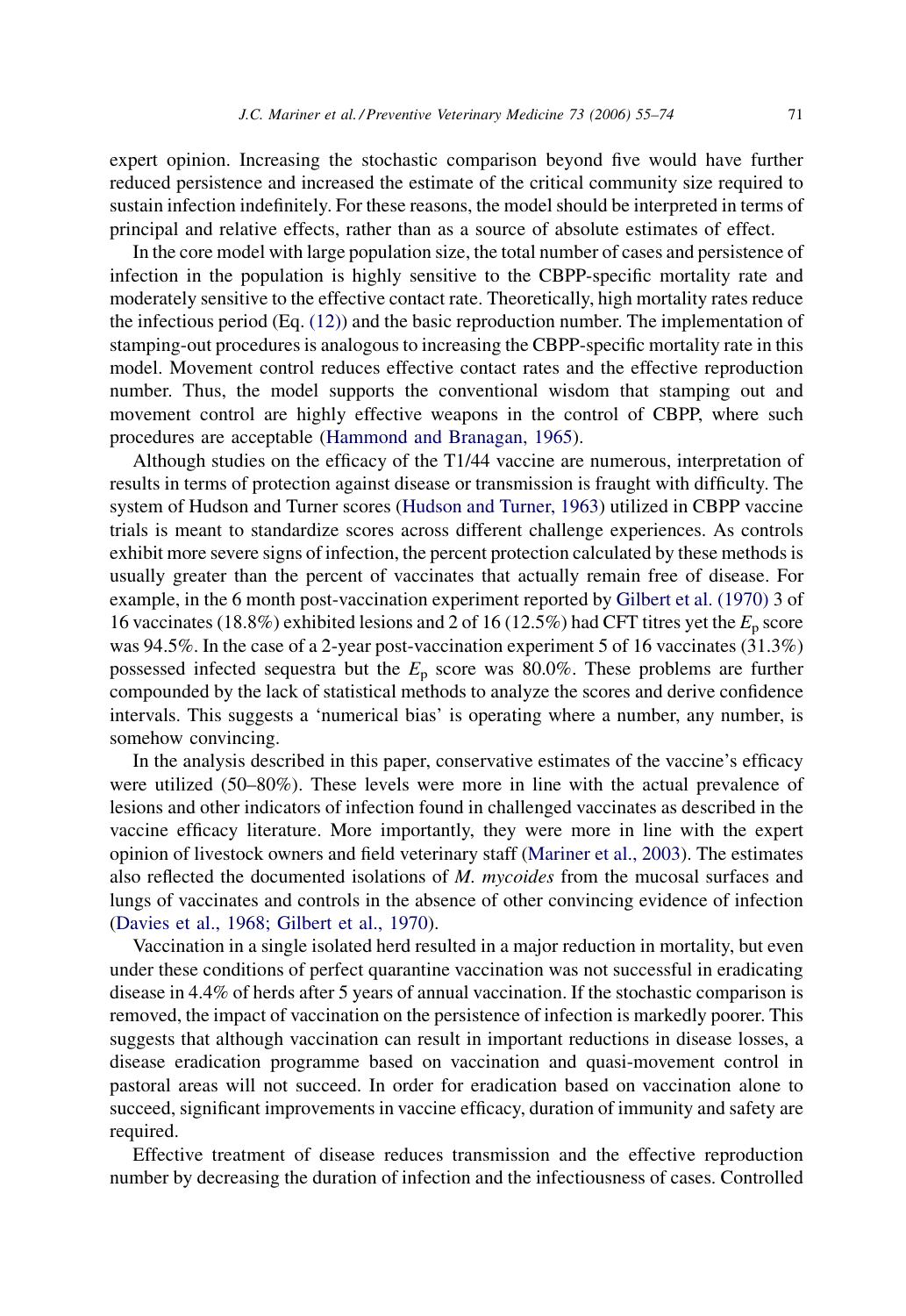expert opinion. Increasing the stochastic comparison beyond five would have further reduced persistence and increased the estimate of the critical community size required to sustain infection indefinitely. For these reasons, the model should be interpreted in terms of principal and relative effects, rather than as a source of absolute estimates of effect.

In the core model with large population size, the total number of cases and persistence of infection in the population is highly sensitive to the CBPP-specific mortality rate and moderately sensitive to the effective contact rate. Theoretically, high mortality rates reduce the infectious period (Eq. (12)) and the basic reproduction number. The implementation of stamping-out procedures is analogous to increasing the CBPP-specific mortality rate in this model. Movement control reduces effective contact rates and the effective reproduction number. Thus, the model supports the conventional wisdom that stamping out and movement control are highly effective weapons in the control of CBPP, where such procedures are acceptable (Hammond and Branagan, 1965).

Although studies on the efficacy of the T1/44 vaccine are numerous, interpretation of results in terms of protection against disease or transmission is fraught with difficulty. The system of Hudson and Turner scores (Hudson and Turner, 1963) utilized in CBPP vaccine trials is meant to standardize scores across different challenge experiences. As controls exhibit more severe signs of infection, the percent protection calculated by these methods is usually greater than the percent of vaccinates that actually remain free of disease. For example, in the 6 month post-vaccination experiment reported by Gilbert et al. (1970) 3 of 16 vaccinates (18.8%) exhibited lesions and 2 of 16 (12.5%) had CFT titres yet the $E_p$ score was 94.5%. In the case of a 2-year post-vaccination experiment 5 of 16 vaccinates (31.3%) possessed infected sequestra but the $E_p$ score was 80.0%. These problems are further compounded by the lack of statistical methods to analyze the scores and derive confidence intervals. This suggests a 'numerical bias' is operating where a number, any number, is somehow convincing.

In the analysis described in this paper, conservative estimates of the vaccine's efficacy were utilized (50–80%). These levels were more in line with the actual prevalence of lesions and other indicators of infection found in challenged vaccinates as described in the vaccine efficacy literature. More importantly, they were more in line with the expert opinion of livestock owners and field veterinary staff (Mariner et al., 2003). The estimates also reflected the documented isolations of *M. mycoides* from the mucosal surfaces and lungs of vaccinates and controls in the absence of other convincing evidence of infection (Davies et al., 1968; Gilbert et al., 1970).

Vaccination in a single isolated herd resulted in a major reduction in mortality, but even under these conditions of perfect quarantine vaccination was not successful in eradicating disease in 4.4% of herds after 5 years of annual vaccination. If the stochastic comparison is removed, the impact of vaccination on the persistence of infection is markedly poorer. This suggests that although vaccination can result in important reductions in disease losses, a disease eradication programme based on vaccination and quasi-movement control in pastoral areas will not succeed. In order for eradication based on vaccination alone to succeed, significant improvements in vaccine efficacy, duration of immunity and safety are required.

Effective treatment of disease reduces transmission and the effective reproduction number by decreasing the duration of infection and the infectiousness of cases. Controlled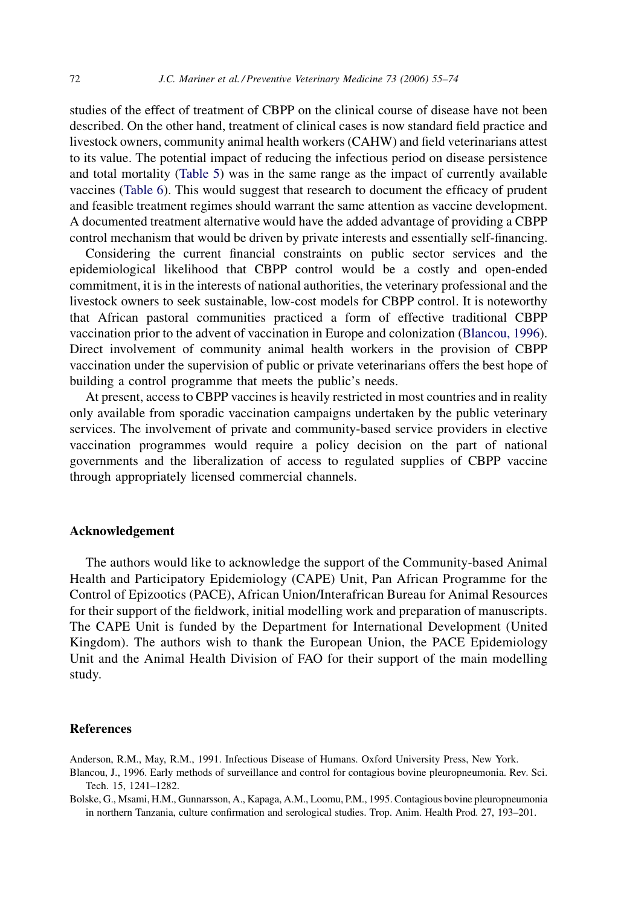studies of the effect of treatment of CBPP on the clinical course of disease have not been described. On the other hand, treatment of clinical cases is now standard field practice and livestock owners, community animal health workers (CAHW) and field veterinarians attest to its value. The potential impact of reducing the infectious period on disease persistence and total mortality (Table 5) was in the same range as the impact of currently available vaccines (Table 6). This would suggest that research to document the efficacy of prudent and feasible treatment regimes should warrant the same attention as vaccine development. A documented treatment alternative would have the added advantage of providing a CBPP control mechanism that would be driven by private interests and essentially self-financing.

Considering the current financial constraints on public sector services and the epidemiological likelihood that CBPP control would be a costly and open-ended commitment, it is in the interests of national authorities, the veterinary professional and the livestock owners to seek sustainable, low-cost models for CBPP control. It is noteworthy that African pastoral communities practiced a form of effective traditional CBPP vaccination prior to the advent of vaccination in Europe and colonization (Blancou, 1996). Direct involvement of community animal health workers in the provision of CBPP vaccination under the supervision of public or private veterinarians offers the best hope of building a control programme that meets the public's needs.

At present, access to CBPP vaccines is heavily restricted in most countries and in reality only available from sporadic vaccination campaigns undertaken by the public veterinary services. The involvement of private and community-based service providers in elective vaccination programmes would require a policy decision on the part of national governments and the liberalization of access to regulated supplies of CBPP vaccine through appropriately licensed commercial channels.

## Acknowledgement

The authors would like to acknowledge the support of the Community-based Animal Health and Participatory Epidemiology (CAPE) Unit, Pan African Programme for the Control of Epizootics (PACE), African Union/Interafrican Bureau for Animal Resources for their support of the fieldwork, initial modelling work and preparation of manuscripts. The CAPE Unit is funded by the Department for International Development (United Kingdom). The authors wish to thank the European Union, the PACE Epidemiology Unit and the Animal Health Division of FAO for their support of the main modelling study.

## References

Anderson, R.M., May, R.M., 1991. Infectious Disease of Humans. Oxford University Press, New York.

Blancou, J., 1996. Early methods of surveillance and control for contagious bovine pleuropneumonia. Rev. Sci. Tech. 15, 1241–1282.

Bolske, G., Msami, H.M., Gunnarsson, A., Kapaga, A.M., Loomu, P.M., 1995. Contagious bovine pleuropneumonia in northern Tanzania, culture confirmation and serological studies. Trop. Anim. Health Prod. 27, 193–201.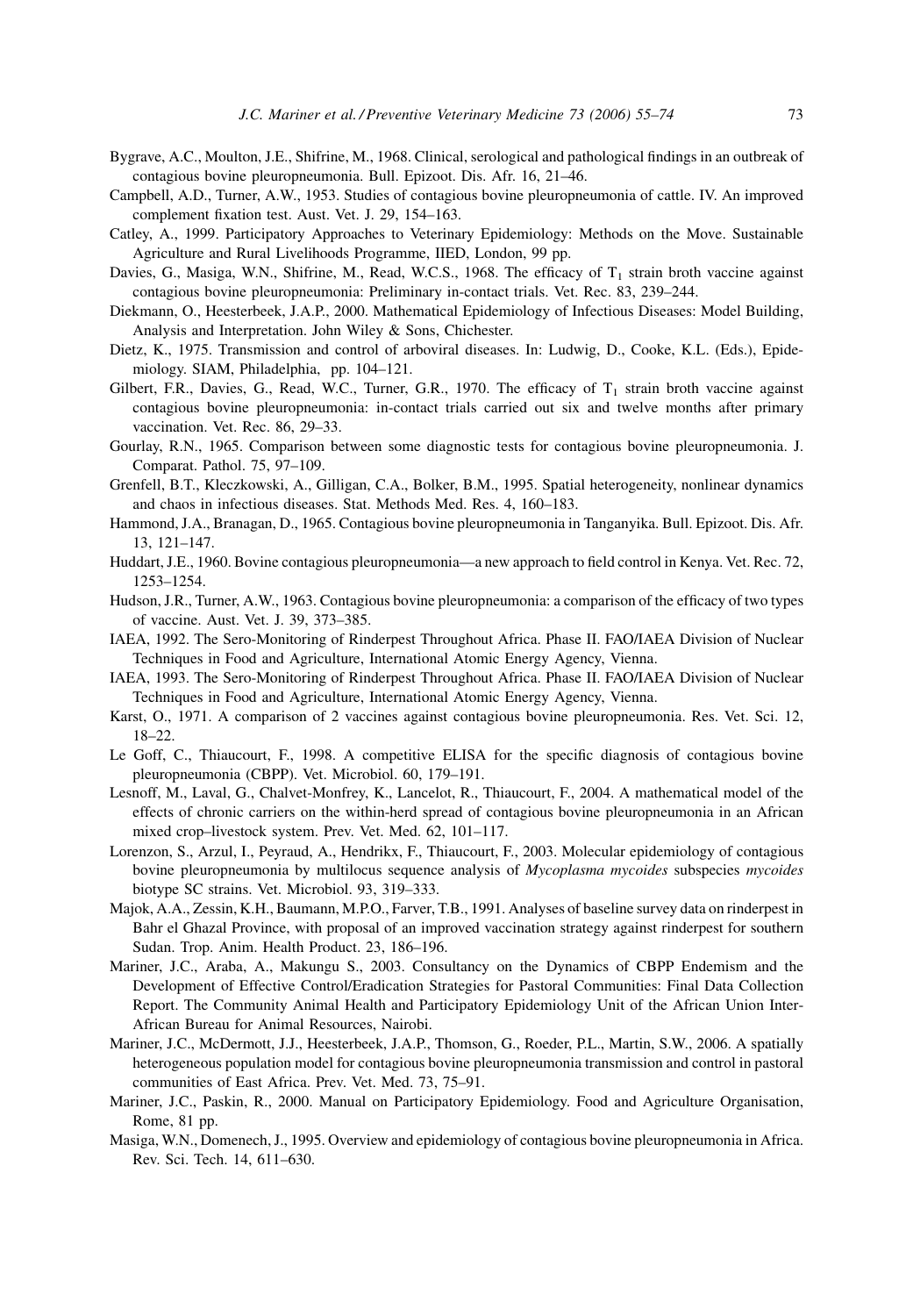Bygrave, A.C., Moulton, J.E., Shifrine, M., 1968. Clinical, serological and pathological findings in an outbreak of contagious bovine pleuropneumonia. Bull. Epizoot. Dis. Afr. 16, 21–46.

Campbell, A.D., Turner, A.W., 1953. Studies of contagious bovine pleuropneumonia of cattle. IV. An improved complement fixation test. Aust. Vet. J. 29, 154–163.

Catley, A., 1999. Participatory Approaches to Veterinary Epidemiology: Methods on the Move. Sustainable Agriculture and Rural Livelihoods Programme, IIED, London, 99 pp.

Davies, G., Masiga, W.N., Shifrine, M., Read, W.C.S., 1968. The efficacy of $T_1$ strain broth vaccine against contagious bovine pleuropneumonia: Preliminary in-contact trials. Vet. Rec. 83, 239–244.

Diekmann, O., Heesterbeek, J.A.P., 2000. Mathematical Epidemiology of Infectious Diseases: Model Building, Analysis and Interpretation. John Wiley & Sons, Chichester.

Dietz, K., 1975. Transmission and control of arboviral diseases. In: Ludwig, D., Cooke, K.L. (Eds.), Epidemiology. SIAM, Philadelphia, pp. 104–121.

Gilbert, F.R., Davies, G., Read, W.C., Turner, G.R., 1970. The efficacy of $T_1$ strain broth vaccine against contagious bovine pleuropneumonia: in-contact trials carried out six and twelve months after primary vaccination. Vet. Rec. 86, 29–33.

Gourlay, R.N., 1965. Comparison between some diagnostic tests for contagious bovine pleuropneumonia. J. Comparat. Pathol. 75, 97–109.

Grenfell, B.T., Kleczkowski, A., Gilligan, C.A., Bolker, B.M., 1995. Spatial heterogeneity, nonlinear dynamics and chaos in infectious diseases. Stat. Methods Med. Res. 4, 160–183.

Hammond, J.A., Branagan, D., 1965. Contagious bovine pleuropneumonia in Tanganyika. Bull. Epizoot. Dis. Afr. 13, 121–147.

Huddart, J.E., 1960. Bovine contagious pleuropneumonia—a new approach to field control in Kenya. Vet. Rec. 72, 1253–1254.

Hudson, J.R., Turner, A.W., 1963. Contagious bovine pleuropneumonia: a comparison of the efficacy of two types of vaccine. Aust. Vet. J. 39, 373–385.

IAEA, 1992. The Sero-Monitoring of Rinderpest Throughout Africa. Phase II. FAO/IAEA Division of Nuclear Techniques in Food and Agriculture, International Atomic Energy Agency, Vienna.

IAEA, 1993. The Sero-Monitoring of Rinderpest Throughout Africa. Phase II. FAO/IAEA Division of Nuclear Techniques in Food and Agriculture, International Atomic Energy Agency, Vienna.

Karst, O., 1971. A comparison of 2 vaccines against contagious bovine pleuropneumonia. Res. Vet. Sci. 12, 18–22.

Le Goff, C., Thiaucourt, F., 1998. A competitive ELISA for the specific diagnosis of contagious bovine pleuropneumonia (CBPP). Vet. Microbiol. 60, 179–191.

Lesnoff, M., Laval, G., Chalvet-Monfrey, K., Lancelot, R., Thiaucourt, F., 2004. A mathematical model of the effects of chronic carriers on the within-herd spread of contagious bovine pleuropneumonia in an African mixed crop–livestock system. Prev. Vet. Med. 62, 101–117.

Lorenzon, S., Arzul, I., Peyraud, A., Hendrikx, F., Thiaucourt, F., 2003. Molecular epidemiology of contagious bovine pleuropneumonia by multilocus sequence analysis of *Mycoplasma mycoides* subspecies *mycoides* biotype SC strains. Vet. Microbiol. 93, 319–333.

Majok, A.A., Zessin, K.H., Baumann, M.P.O., Farver, T.B., 1991. Analyses of baseline survey data on rinderpest in Bahr el Ghazal Province, with proposal of an improved vaccination strategy against rinderpest for southern Sudan. Trop. Anim. Health Product. 23, 186–196.

Mariner, J.C., Araba, A., Makungu S., 2003. Consultancy on the Dynamics of CBPP Endemism and the Development of Effective Control/Eradication Strategies for Pastoral Communities: Final Data Collection Report. The Community Animal Health and Participatory Epidemiology Unit of the African Union Inter-African Bureau for Animal Resources, Nairobi.

Mariner, J.C., McDermott, J.J., Heesterbeek, J.A.P., Thomson, G., Roeder, P.L., Martin, S.W., 2006. A spatially heterogeneous population model for contagious bovine pleuropneumonia transmission and control in pastoral communities of East Africa. Prev. Vet. Med. 73, 75–91.

Mariner, J.C., Paskin, R., 2000. Manual on Participatory Epidemiology. Food and Agriculture Organisation, Rome, 81 pp.

Masiga, W.N., Domenech, J., 1995. Overview and epidemiology of contagious bovine pleuropneumonia in Africa. Rev. Sci. Tech. 14, 611–630.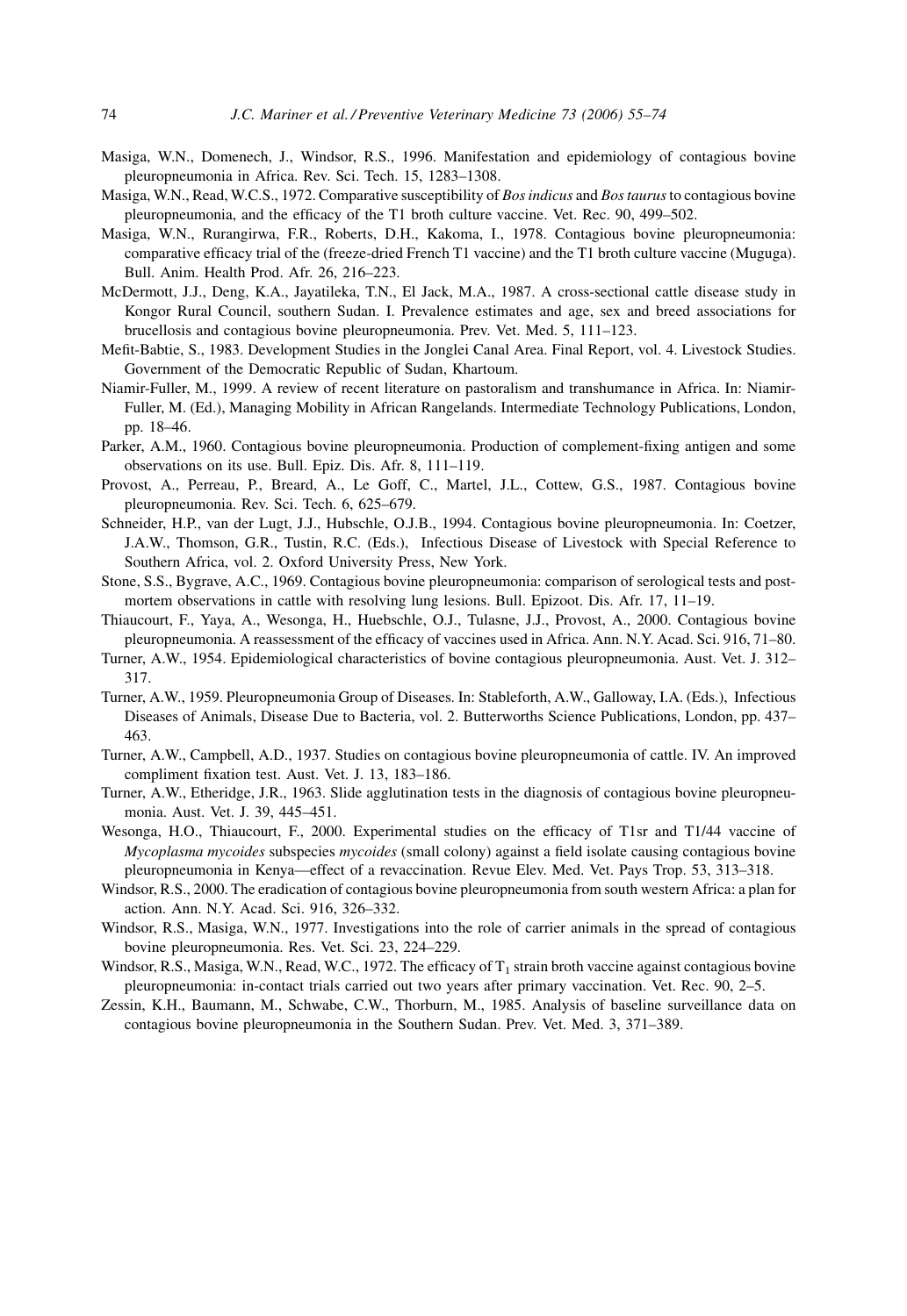Masiga, W.N., Domenech, J., Windsor, R.S., 1996. Manifestation and epidemiology of contagious bovine pleuropneumonia in Africa. Rev. Sci. Tech. 15, 1283–1308.

Masiga, W.N., Read, W.C.S., 1972. Comparative susceptibility of *Bos indicus* and *Bos taurus* to contagious bovine pleuropneumonia, and the efficacy of the T1 broth culture vaccine. Vet. Rec. 90, 499–502.

Masiga, W.N., Rurangirwa, F.R., Roberts, D.H., Kakoma, I., 1978. Contagious bovine pleuropneumonia: comparative efficacy trial of the (freeze-dried French T1 vaccine) and the T1 broth culture vaccine (Muguga). Bull. Anim. Health Prod. Afr. 26, 216–223.

McDermott, J.J., Deng, K.A., Jayatileka, T.N., El Jack, M.A., 1987. A cross-sectional cattle disease study in Kongor Rural Council, southern Sudan. I. Prevalence estimates and age, sex and breed associations for brucellosis and contagious bovine pleuropneumonia. Prev. Vet. Med. 5, 111–123.

Mefit-Babtie, S., 1983. Development Studies in the Jonglei Canal Area. Final Report, vol. 4. Livestock Studies. Government of the Democratic Republic of Sudan, Khartoum.

Niamir-Fuller, M., 1999. A review of recent literature on pastoralism and transhumance in Africa. In: Niamir-Fuller, M. (Ed.), Managing Mobility in African Rangelands. Intermediate Technology Publications, London, pp. 18–46.

Parker, A.M., 1960. Contagious bovine pleuropneumonia. Production of complement-fixing antigen and some observations on its use. Bull. Epiz. Dis. Afr. 8, 111–119.

Provost, A., Perreau, P., Breard, A., Le Goff, C., Martel, J.L., Cottew, G.S., 1987. Contagious bovine pleuropneumonia. Rev. Sci. Tech. 6, 625–679.

Schneider, H.P., van der Lugt, J.J., Hubschle, O.J.B., 1994. Contagious bovine pleuropneumonia. In: Coetzer, J.A.W., Thomson, G.R., Tustin, R.C. (Eds.), Infectious Disease of Livestock with Special Reference to Southern Africa, vol. 2. Oxford University Press, New York.

Stone, S.S., Bygrave, A.C., 1969. Contagious bovine pleuropneumonia: comparison of serological tests and post-mortem observations in cattle with resolving lung lesions. Bull. Epizoot. Dis. Afr. 17, 11–19.

Thiaucourt, F., Yaya, A., Wesonga, H., Huebschle, O.J., Tulasne, J.J., Provost, A., 2000. Contagious bovine pleuropneumonia. A reassessment of the efficacy of vaccines used in Africa. Ann. N.Y. Acad. Sci. 916, 71–80.

Turner, A.W., 1954. Epidemiological characteristics of bovine contagious pleuropneumonia. Aust. Vet. J. 312–317.

Turner, A.W., 1959. Pleuropneumonia Group of Diseases. In: Stableforth, A.W., Galloway, I.A. (Eds.), Infectious Diseases of Animals, Disease Due to Bacteria, vol. 2. Butterworths Science Publications, London, pp. 437–463.

Turner, A.W., Campbell, A.D., 1937. Studies on contagious bovine pleuropneumonia of cattle. IV. An improved compliment fixation test. Aust. Vet. J. 13, 183–186.

Turner, A.W., Etheridge, J.R., 1963. Slide agglutination tests in the diagnosis of contagious bovine pleuropneumonia. Aust. Vet. J. 39, 445–451.

Wesonga, H.O., Thiaucourt, F., 2000. Experimental studies on the efficacy of T1sr and T1/44 vaccine of *Mycoplasma mycoides* subspecies *mycoides* (small colony) against a field isolate causing contagious bovine pleuropneumonia in Kenya—effect of a revaccination. Revue Elev. Med. Vet. Pays Trop. 53, 313–318.

Windsor, R.S., 2000. The eradication of contagious bovine pleuropneumonia from south western Africa: a plan for action. Ann. N.Y. Acad. Sci. 916, 326–332.

Windsor, R.S., Masiga, W.N., 1977. Investigations into the role of carrier animals in the spread of contagious bovine pleuropneumonia. Res. Vet. Sci. 23, 224–229.

Windsor, R.S., Masiga, W.N., Read, W.C., 1972. The efficacy of $T_1$ strain broth vaccine against contagious bovine pleuropneumonia: in-contact trials carried out two years after primary vaccination. Vet. Rec. 90, 2–5.

Zessin, K.H., Baumann, M., Schwabe, C.W., Thorburn, M., 1985. Analysis of baseline surveillance data on contagious bovine pleuropneumonia in the Southern Sudan. Prev. Vet. Med. 3, 371–389.